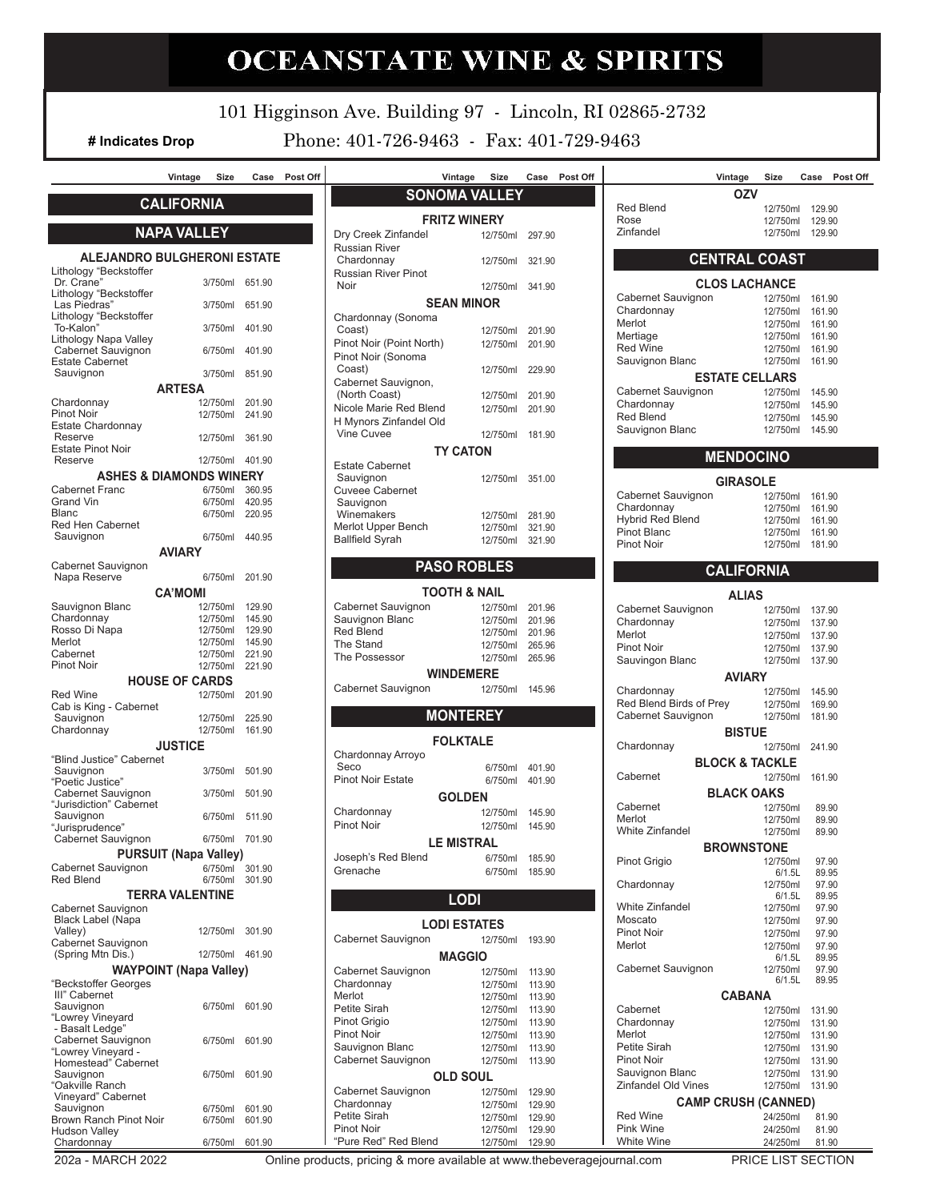# OCEANSTATE WINE & SPIRITS

101 Higginson Ave. Building 97 - Lincoln, RI 02865-2732

**# Indicates Drop**

Phone: 401-726-9463 - Fax: 401-729-9463

## CALIFORNIA

### NAPA VALLEY

| | Vintage | Size | Case | Post Off |
|---|---|---|---|---|
| **ALEJANDRO BULGHERONI ESTATE** | | | | |
| Lithology "Beckstoffer Dr. Crane" | | 3/750ml | 651.90 | |
| Lithology "Beckstoffer Las Piedras" | | 3/750ml | 651.90 | |
| Lithology "Beckstoffer To-Kalon" | | 3/750ml | 401.90 | |
| Lithology Napa Valley Cabernet Sauvignon | | 6/750ml | 401.90 | |
| Estate Cabernet Sauvignon | | 3/750ml | 851.90 | |
| **ARTESA** | | | | |
| Chardonnay | | 12/750ml | 201.90 | |
| Pinot Noir | | 12/750ml | 241.90 | |
| Estate Chardonnay Reserve | | 12/750ml | 361.90 | |
| Estate Pinot Noir Reserve | | 12/750ml | 401.90 | |
| **ASHES & DIAMONDS WINERY** | | | | |
| Cabernet Franc | | 6/750ml | 360.95 | |
| Grand Vin | | 6/750ml | 420.95 | |
| Blanc | | 6/750ml | 220.95 | |
| Red Hen Cabernet Sauvignon | | 6/750ml | 440.95 | |
| **AVIARY** | | | | |
| Cabernet Sauvignon Napa Reserve | | 6/750ml | 201.90 | |
| **CA'MOMI** | | | | |
| Sauvignon Blanc | | 12/750ml | 129.90 | |
| Chardonnay | | 12/750ml | 145.90 | |
| Rosso Di Napa | | 12/750ml | 129.90 | |
| Merlot | | 12/750ml | 145.90 | |
| Cabernet | | 12/750ml | 221.90 | |
| Pinot Noir | | 12/750ml | 221.90 | |
| **HOUSE OF CARDS** | | | | |
| Red Wine | | 12/750ml | 201.90 | |
| Cab is King - Cabernet Sauvignon | | 12/750ml | 225.90 | |
| Chardonnay | | 12/750ml | 161.90 | |
| **JUSTICE** | | | | |
| "Blind Justice" Cabernet Sauvignon | | 3/750ml | 501.90 | |
| "Poetic Justice" Cabernet Sauvignon | | 3/750ml | 501.90 | |
| "Jurisdiction" Cabernet Sauvignon | | 6/750ml | 511.90 | |
| "Jurisprudence" Cabernet Sauvignon | | 6/750ml | 701.90 | |
| **PURSUIT (Napa Valley)** | | | | |
| Cabernet Sauvignon | | 6/750ml | 301.90 | |
| Red Blend | | 6/750ml | 301.90 | |
| **TERRA VALENTINE** | | | | |
| Cabernet Sauvignon Black Label (Napa Valley) | | 12/750ml | 301.90 | |
| Cabernet Sauvignon (Spring Mtn Dis.) | | 12/750ml | 461.90 | |
| **WAYPOINT (Napa Valley)** | | | | |
| "Beckstoffer Georges III" Cabernet Sauvignon | | 6/750ml | 601.90 | |
| "Lowrey Vineyard - Basalt Ledge" Cabernet Sauvignon | | 6/750ml | 601.90 | |
| "Lowrey Vineyard - Homestead" Cabernet Sauvignon | | 6/750ml | 601.90 | |
| "Oakville Ranch Vineyard" Cabernet Sauvignon | | 6/750ml | 601.90 | |
| Brown Ranch Pinot Noir | | 6/750ml | 601.90 | |
| Hudson Valley Chardonnay | | 6/750ml | 601.90 | |

### SONOMA VALLEY

| | Vintage | Size | Case | Post Off |
|---|---|---|---|---|
| **FRITZ WINERY** | | | | |
| Dry Creek Zinfandel | | 12/750ml | 297.90 | |
| Russian River Chardonnay | | 12/750ml | 321.90 | |
| Russian River Pinot Noir | | 12/750ml | 341.90 | |
| **SEAN MINOR** | | | | |
| Chardonnay (Sonoma Coast) | | 12/750ml | 201.90 | |
| Pinot Noir (Point North) | | 12/750ml | 201.90 | |
| Pinot Noir (Sonoma Coast) | | 12/750ml | 229.90 | |
| Cabernet Sauvignon, (North Coast) | | 12/750ml | 201.90 | |
| Nicole Marie Red Blend | | 12/750ml | 201.90 | |
| H Mynors Zinfandel Old Vine Cuvee | | 12/750ml | 181.90 | |
| **TY CATON** | | | | |
| Estate Cabernet Sauvignon | | 12/750ml | 351.00 | |
| Cuveee Cabernet Sauvignon Winemakers | | 12/750ml | 281.90 | |
| Merlot Upper Bench | | 12/750ml | 321.90 | |
| Ballfield Syrah | | 12/750ml | 321.90 | |

### PASO ROBLES

| | Vintage | Size | Case | Post Off |
|---|---|---|---|---|
| **TOOTH & NAIL** | | | | |
| Cabernet Sauvignon | | 12/750ml | 201.96 | |
| Sauvignon Blanc | | 12/750ml | 201.96 | |
| Red Blend | | 12/750ml | 201.96 | |
| The Stand | | 12/750ml | 265.96 | |
| The Possessor | | 12/750ml | 265.96 | |
| **WINDEMERE** | | | | |
| Cabernet Sauvignon | | 12/750ml | 145.96 | |

### MONTEREY

| | Vintage | Size | Case | Post Off |
|---|---|---|---|---|
| **FOLKTALE** | | | | |
| Chardonnay Arroyo Seco | | 6/750ml | 401.90 | |
| Pinot Noir Estate | | 6/750ml | 401.90 | |
| **GOLDEN** | | | | |
| Chardonnay | | 12/750ml | 145.90 | |
| Pinot Noir | | 12/750ml | 145.90 | |
| **LE MISTRAL** | | | | |
| Joseph's Red Blend | | 6/750ml | 185.90 | |
| Grenache | | 6/750ml | 185.90 | |

### LODI

| | Vintage | Size | Case | Post Off |
|---|---|---|---|---|
| **LODI ESTATES** | | | | |
| Cabernet Sauvignon | | 12/750ml | 193.90 | |
| **MAGGIO** | | | | |
| Cabernet Sauvignon | | 12/750ml | 113.90 | |
| Chardonnay | | 12/750ml | 113.90 | |
| Merlot | | 12/750ml | 113.90 | |
| Petite Sirah | | 12/750ml | 113.90 | |
| Pinot Grigio | | 12/750ml | 113.90 | |
| Pinot Noir | | 12/750ml | 113.90 | |
| Sauvignon Blanc | | 12/750ml | 113.90 | |
| Cabernet Sauvignon | | 12/750ml | 113.90 | |
| **OLD SOUL** | | | | |
| Cabernet Sauvignon | | 12/750ml | 129.90 | |
| Chardonnay | | 12/750ml | 129.90 | |
| Petite Sirah | | 12/750ml | 129.90 | |
| Pinot Noir | | 12/750ml | 129.90 | |
| "Pure Red" Red Blend | | 12/750ml | 129.90 | |
| **OZV** | | | | |
| Red Blend | | 12/750ml | 129.90 | |
| Rose | | 12/750ml | 129.90 | |
| Zinfandel | | 12/750ml | 129.90 | |

### CENTRAL COAST

| | Vintage | Size | Case | Post Off |
|---|---|---|---|---|
| **CLOS LACHANCE** | | | | |
| Cabernet Sauvignon | | 12/750ml | 161.90 | |
| Chardonnay | | 12/750ml | 161.90 | |
| Merlot | | 12/750ml | 161.90 | |
| Mertiage | | 12/750ml | 161.90 | |
| Red Wine | | 12/750ml | 161.90 | |
| Sauvignon Blanc | | 12/750ml | 161.90 | |
| **ESTATE CELLARS** | | | | |
| Cabernet Sauvignon | | 12/750ml | 145.90 | |
| Chardonnay | | 12/750ml | 145.90 | |
| Red Blend | | 12/750ml | 145.90 | |
| Sauvignon Blanc | | 12/750ml | 145.90 | |

### MENDOCINO

| | Vintage | Size | Case | Post Off |
|---|---|---|---|---|
| **GIRASOLE** | | | | |
| Cabernet Sauvignon | | 12/750ml | 161.90 | |
| Chardonnay | | 12/750ml | 161.90 | |
| Hybrid Red Blend | | 12/750ml | 161.90 | |
| Pinot Blanc | | 12/750ml | 161.90 | |
| Pinot Noir | | 12/750ml | 181.90 | |

### CALIFORNIA

| | Vintage | Size | Case | Post Off |
|---|---|---|---|---|
| **ALIAS** | | | | |
| Cabernet Sauvignon | | 12/750ml | 137.90 | |
| Chardonnay | | 12/750ml | 137.90 | |
| Merlot | | 12/750ml | 137.90 | |
| Pinot Noir | | 12/750ml | 137.90 | |
| Sauvingon Blanc | | 12/750ml | 137.90 | |
| **AVIARY** | | | | |
| Chardonnay | | 12/750ml | 145.90 | |
| Red Blend Birds of Prey | | 12/750ml | 169.90 | |
| Cabernet Sauvignon | | 12/750ml | 181.90 | |
| **BISTUE** | | | | |
| Chardonnay | | 12/750ml | 241.90 | |
| **BLOCK & TACKLE** | | | | |
| Cabernet | | 12/750ml | 161.90 | |
| **BLACK OAKS** | | | | |
| Cabernet | | 12/750ml | 89.90 | |
| Merlot | | 12/750ml | 89.90 | |
| White Zinfandel | | 12/750ml | 89.90 | |
| **BROWNSTONE** | | | | |
| Pinot Grigio | | 12/750ml | 97.90 | |
| | | 6/1.5L | 89.95 | |
| Chardonnay | | 12/750ml | 97.90 | |
| | | 6/1.5L | 89.95 | |
| White Zinfandel | | 12/750ml | 97.90 | |
| Moscato | | 12/750ml | 97.90 | |
| Pinot Noir | | 12/750ml | 97.90 | |
| Merlot | | 12/750ml | 97.90 | |
| | | 6/1.5L | 89.95 | |
| Cabernet Sauvignon | | 12/750ml | 97.90 | |
| | | 6/1.5L | 89.95 | |
| **CABANA** | | | | |
| Cabernet | | 12/750ml | 131.90 | |
| Chardonnay | | 12/750ml | 131.90 | |
| Merlot | | 12/750ml | 131.90 | |
| Petite Sirah | | 12/750ml | 131.90 | |
| Pinot Noir | | 12/750ml | 131.90 | |
| Sauvignon Blanc | | 12/750ml | 131.90 | |
| Zinfandel Old Vines | | 12/750ml | 131.90 | |
| **CAMP CRUSH (CANNED)** | | | | |
| Red Wine | | 24/250ml | 81.90 | |
| Pink Wine | | 24/250ml | 81.90 | |
| White Wine | | 24/250ml | 81.90 | |

202a - MARCH 2022 — Online products, pricing & more available at www.thebeveragejournal.com — PRICE LIST SECTION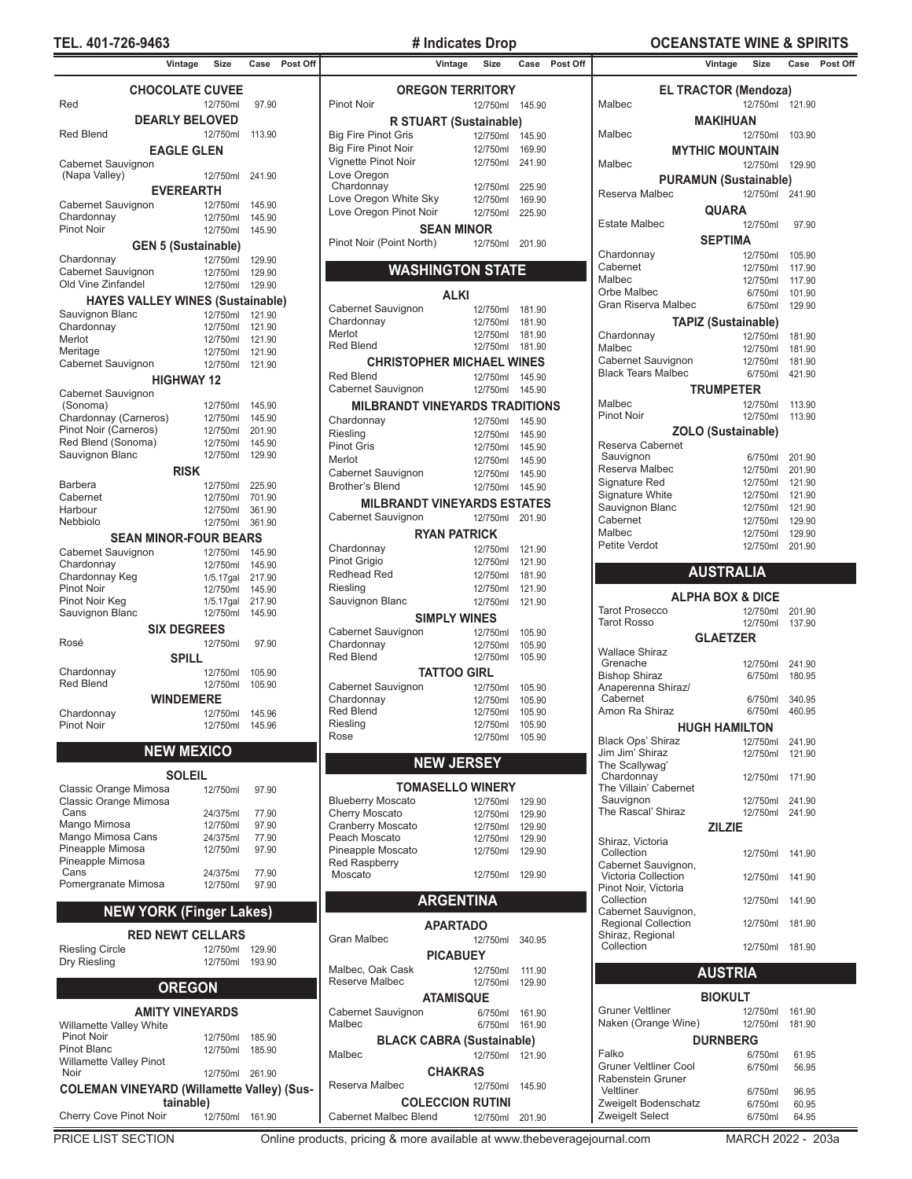# Indicates Drop

## CHOCOLATE CUVEE

| | Vintage | Size | Case | Post Off |
|---|---|---|---|---|
| Red | | 12/750ml | 97.90 | |

## DEARLY BELOVED

| | Vintage | Size | Case | Post Off |
|---|---|---|---|---|
| Red Blend | | 12/750ml | 113.90 | |

## EAGLE GLEN

| | Vintage | Size | Case | Post Off |
|---|---|---|---|---|
| Cabernet Sauvignon (Napa Valley) | | 12/750ml | 241.90 | |

## EVEREARTH

| | Vintage | Size | Case | Post Off |
|---|---|---|---|---|
| Cabernet Sauvignon | | 12/750ml | 145.90 | |
| Chardonnay | | 12/750ml | 145.90 | |
| Pinot Noir | | 12/750ml | 145.90 | |

## GEN 5 (Sustainable)

| | Vintage | Size | Case | Post Off |
|---|---|---|---|---|
| Chardonnay | | 12/750ml | 129.90 | |
| Cabernet Sauvignon | | 12/750ml | 129.90 | |
| Old Vine Zinfandel | | 12/750ml | 129.90 | |

## HAYES VALLEY WINES (Sustainable)

| | Vintage | Size | Case | Post Off |
|---|---|---|---|---|
| Sauvignon Blanc | | 12/750ml | 121.90 | |
| Chardonnay | | 12/750ml | 121.90 | |
| Merlot | | 12/750ml | 121.90 | |
| Meritage | | 12/750ml | 121.90 | |
| Cabernet Sauvignon | | 12/750ml | 121.90 | |

## HIGHWAY 12

| | Vintage | Size | Case | Post Off |
|---|---|---|---|---|
| Cabernet Sauvignon (Sonoma) | | 12/750ml | 145.90 | |
| Chardonnay (Carneros) | | 12/750ml | 145.90 | |
| Pinot Noir (Carneros) | | 12/750ml | 201.90 | |
| Red Blend (Sonoma) | | 12/750ml | 145.90 | |
| Sauvignon Blanc | | 12/750ml | 129.90 | |

## RISK

| | Vintage | Size | Case | Post Off |
|---|---|---|---|---|
| Barbera | | 12/750ml | 225.90 | |
| Cabernet | | 12/750ml | 701.90 | |
| Harbour | | 12/750ml | 361.90 | |
| Nebbiolo | | 12/750ml | 361.90 | |

## SEAN MINOR-FOUR BEARS

| | Vintage | Size | Case | Post Off |
|---|---|---|---|---|
| Cabernet Sauvignon | | 12/750ml | 145.90 | |
| Chardonnay | | 12/750ml | 145.90 | |
| Chardonnay Keg | | 1/5.17gal | 217.90 | |
| Pinot Noir | | 12/750ml | 145.90 | |
| Pinot Noir Keg | | 1/5.17gal | 217.90 | |
| Sauvignon Blanc | | 12/750ml | 145.90 | |

## SIX DEGREES

| | Vintage | Size | Case | Post Off |
|---|---|---|---|---|
| Rosé | | 12/750ml | 97.90 | |

## SPILL

| | Vintage | Size | Case | Post Off |
|---|---|---|---|---|
| Chardonnay | | 12/750ml | 105.90 | |
| Red Blend | | 12/750ml | 105.90 | |

## WINDEMERE

| | Vintage | Size | Case | Post Off |
|---|---|---|---|---|
| Chardonnay | | 12/750ml | 145.96 | |
| Pinot Noir | | 12/750ml | 145.96 | |

# NEW MEXICO

## SOLEIL

| | Vintage | Size | Case | Post Off |
|---|---|---|---|---|
| Classic Orange Mimosa | | 12/750ml | 97.90 | |
| Classic Orange Mimosa Cans | | 24/375ml | 77.90 | |
| Mango Mimosa | | 12/750ml | 97.90 | |
| Mango Mimosa Cans | | 24/375ml | 77.90 | |
| Pineapple Mimosa | | 12/750ml | 97.90 | |
| Pineapple Mimosa Cans | | 24/375ml | 77.90 | |
| Pomergranate Mimosa | | 12/750ml | 97.90 | |

# NEW YORK (Finger Lakes)

## RED NEWT CELLARS

| | Vintage | Size | Case | Post Off |
|---|---|---|---|---|
| Riesling Circle | | 12/750ml | 129.90 | |
| Dry Riesling | | 12/750ml | 193.90 | |

# OREGON

## AMITY VINEYARDS

| | Vintage | Size | Case | Post Off |
|---|---|---|---|---|
| Willamette Valley White Pinot Noir | | 12/750ml | 185.90 | |
| Pinot Blanc | | 12/750ml | 185.90 | |
| Willamette Valley Pinot Noir | | 12/750ml | 261.90 | |

## COLEMAN VINEYARD (Willamette Valley) (Sustainable)

| | Vintage | Size | Case | Post Off |
|---|---|---|---|---|
| Cherry Cove Pinot Noir | | 12/750ml | 161.90 | |

## OREGON TERRITORY

| | Vintage | Size | Case | Post Off |
|---|---|---|---|---|
| Pinot Noir | | 12/750ml | 145.90 | |

## R STUART (Sustainable)

| | Vintage | Size | Case | Post Off |
|---|---|---|---|---|
| Big Fire Pinot Gris | | 12/750ml | 145.90 | |
| Big Fire Pinot Noir | | 12/750ml | 169.90 | |
| Vignette Pinot Noir | | 12/750ml | 241.90 | |
| Love Oregon Chardonnay | | 12/750ml | 225.90 | |
| Love Oregon White Sky | | 12/750ml | 169.90 | |
| Love Oregon Pinot Noir | | 12/750ml | 225.90 | |

## SEAN MINOR

| | Vintage | Size | Case | Post Off |
|---|---|---|---|---|
| Pinot Noir (Point North) | | 12/750ml | 201.90 | |

# WASHINGTON STATE

## ALKI

| | Vintage | Size | Case | Post Off |
|---|---|---|---|---|
| Cabernet Sauvignon | | 12/750ml | 181.90 | |
| Chardonnay | | 12/750ml | 181.90 | |
| Merlot | | 12/750ml | 181.90 | |
| Red Blend | | 12/750ml | 181.90 | |

## CHRISTOPHER MICHAEL WINES

| | Vintage | Size | Case | Post Off |
|---|---|---|---|---|
| Red Blend | | 12/750ml | 145.90 | |
| Cabernet Sauvignon | | 12/750ml | 145.90 | |

## MILBRANDT VINEYARDS TRADITIONS

| | Vintage | Size | Case | Post Off |
|---|---|---|---|---|
| Chardonnay | | 12/750ml | 145.90 | |
| Riesling | | 12/750ml | 145.90 | |
| Pinot Gris | | 12/750ml | 145.90 | |
| Merlot | | 12/750ml | 145.90 | |
| Cabernet Sauvignon | | 12/750ml | 145.90 | |
| Brother's Blend | | 12/750ml | 145.90 | |

## MILBRANDT VINEYARDS ESTATES

| | Vintage | Size | Case | Post Off |
|---|---|---|---|---|
| Cabernet Sauvignon | | 12/750ml | 201.90 | |

## RYAN PATRICK

| | Vintage | Size | Case | Post Off |
|---|---|---|---|---|
| Chardonnay | | 12/750ml | 121.90 | |
| Pinot Grigio | | 12/750ml | 121.90 | |
| Redhead Red | | 12/750ml | 181.90 | |
| Riesling | | 12/750ml | 121.90 | |
| Sauvignon Blanc | | 12/750ml | 121.90 | |

## SIMPLY WINES

| | Vintage | Size | Case | Post Off |
|---|---|---|---|---|
| Cabernet Sauvignon | | 12/750ml | 105.90 | |
| Chardonnay | | 12/750ml | 105.90 | |
| Red Blend | | 12/750ml | 105.90 | |

## TATTOO GIRL

| | Vintage | Size | Case | Post Off |
|---|---|---|---|---|
| Cabernet Sauvignon | | 12/750ml | 105.90 | |
| Chardonnay | | 12/750ml | 105.90 | |
| Red Blend | | 12/750ml | 105.90 | |
| Riesling | | 12/750ml | 105.90 | |
| Rose | | 12/750ml | 105.90 | |

# NEW JERSEY

## TOMASELLO WINERY

| | Vintage | Size | Case | Post Off |
|---|---|---|---|---|
| Blueberry Moscato | | 12/750ml | 129.90 | |
| Cherry Moscato | | 12/750ml | 129.90 | |
| Cranberry Moscato | | 12/750ml | 129.90 | |
| Peach Moscato | | 12/750ml | 129.90 | |
| Pineapple Moscato | | 12/750ml | 129.90 | |
| Red Raspberry Moscato | | 12/750ml | 129.90 | |

# ARGENTINA

## APARTADO

| | Vintage | Size | Case | Post Off |
|---|---|---|---|---|
| Gran Malbec | | 12/750ml | 340.95 | |

## PICABUEY

| | Vintage | Size | Case | Post Off |
|---|---|---|---|---|
| Malbec, Oak Cask | | 12/750ml | 111.90 | |
| Reserve Malbec | | 12/750ml | 129.90 | |

## ATAMISQUE

| | Vintage | Size | Case | Post Off |
|---|---|---|---|---|
| Cabernet Sauvignon | | 6/750ml | 161.90 | |
| Malbec | | 6/750ml | 161.90 | |

## BLACK CABRA (Sustainable)

| | Vintage | Size | Case | Post Off |
|---|---|---|---|---|
| Malbec | | 12/750ml | 121.90 | |

## CHAKRAS

| | Vintage | Size | Case | Post Off |
|---|---|---|---|---|
| Reserva Malbec | | 12/750ml | 145.90 | |

## COLECCION RUTINI

| | Vintage | Size | Case | Post Off |
|---|---|---|---|---|
| Cabernet Malbec Blend | | 12/750ml | 201.90 | |

## EL TRACTOR (Mendoza)

| | Vintage | Size | Case | Post Off |
|---|---|---|---|---|
| Malbec | | 12/750ml | 121.90 | |

## MAKIHUAN

| | Vintage | Size | Case | Post Off |
|---|---|---|---|---|
| Malbec | | 12/750ml | 103.90 | |

## MYTHIC MOUNTAIN

| | Vintage | Size | Case | Post Off |
|---|---|---|---|---|
| Malbec | | 12/750ml | 129.90 | |

## PURAMUN (Sustainable)

| | Vintage | Size | Case | Post Off |
|---|---|---|---|---|
| Reserva Malbec | | 12/750ml | 241.90 | |

## QUARA

| | Vintage | Size | Case | Post Off |
|---|---|---|---|---|
| Estate Malbec | | 12/750ml | 97.90 | |

## SEPTIMA

| | Vintage | Size | Case | Post Off |
|---|---|---|---|---|
| Chardonnay | | 12/750ml | 105.90 | |
| Cabernet | | 12/750ml | 117.90 | |
| Malbec | | 12/750ml | 117.90 | |
| Orbe Malbec | | 6/750ml | 101.90 | |
| Gran Riserva Malbec | | 6/750ml | 129.90 | |

## TAPIZ (Sustainable)

| | Vintage | Size | Case | Post Off |
|---|---|---|---|---|
| Chardonnay | | 12/750ml | 181.90 | |
| Malbec | | 12/750ml | 181.90 | |
| Cabernet Sauvignon | | 12/750ml | 181.90 | |
| Black Tears Malbec | | 6/750ml | 421.90 | |

## TRUMPETER

| | Vintage | Size | Case | Post Off |
|---|---|---|---|---|
| Malbec | | 12/750ml | 113.90 | |
| Pinot Noir | | 12/750ml | 113.90 | |

## ZOLO (Sustainable)

| | Vintage | Size | Case | Post Off |
|---|---|---|---|---|
| Reserva Cabernet Sauvignon | | 6/750ml | 201.90 | |
| Reserva Malbec | | 12/750ml | 201.90 | |
| Signature Red | | 12/750ml | 121.90 | |
| Signature White | | 12/750ml | 121.90 | |
| Sauvignon Blanc | | 12/750ml | 121.90 | |
| Cabernet | | 12/750ml | 129.90 | |
| Malbec | | 12/750ml | 129.90 | |
| Petite Verdot | | 12/750ml | 201.90 | |

# AUSTRALIA

## ALPHA BOX & DICE

| | Vintage | Size | Case | Post Off |
|---|---|---|---|---|
| Tarot Prosecco | | 12/750ml | 201.90 | |
| Tarot Rosso | | 12/750ml | 137.90 | |

## GLAETZER

| | Vintage | Size | Case | Post Off |
|---|---|---|---|---|
| Wallace Shiraz Grenache | | 12/750ml | 241.90 | |
| Bishop Shiraz | | 6/750ml | 180.95 | |
| Anaperenna Shiraz/ Cabernet | | 6/750ml | 340.95 | |
| Amon Ra Shiraz | | 6/750ml | 460.95 | |

## HUGH HAMILTON

| | Vintage | Size | Case | Post Off |
|---|---|---|---|---|
| Black Ops' Shiraz | | 12/750ml | 241.90 | |
| Jim Jim' Shiraz | | 12/750ml | 121.90 | |
| The Scallywag' Chardonnay | | 12/750ml | 171.90 | |
| The Villain' Cabernet Sauvignon | | 12/750ml | 241.90 | |
| The Rascal' Shiraz | | 12/750ml | 241.90 | |

## ZILZIE

| | Vintage | Size | Case | Post Off |
|---|---|---|---|---|
| Shiraz, Victoria Collection | | 12/750ml | 141.90 | |
| Cabernet Sauvignon, Victoria Collection | | 12/750ml | 141.90 | |
| Pinot Noir, Victoria Collection | | 12/750ml | 141.90 | |
| Cabernet Sauvignon, Regional Collection | | 12/750ml | 181.90 | |
| Shiraz, Regional Collection | | 12/750ml | 181.90 | |

# AUSTRIA

## BIOKULT

| | Vintage | Size | Case | Post Off |
|---|---|---|---|---|
| Gruner Veltliner | | 12/750ml | 161.90 | |
| Naken (Orange Wine) | | 12/750ml | 181.90 | |

## DURNBERG

| | Vintage | Size | Case | Post Off |
|---|---|---|---|---|
| Falko | | 6/750ml | 61.95 | |
| Gruner Veltliner Cool | | 6/750ml | 56.95 | |
| Rabenstein Gruner Veltliner | | 6/750ml | 96.95 | |
| Zweigelt Bodenschatz | | 6/750ml | 60.95 | |
| Zweigelt Select | | 6/750ml | 64.95 | |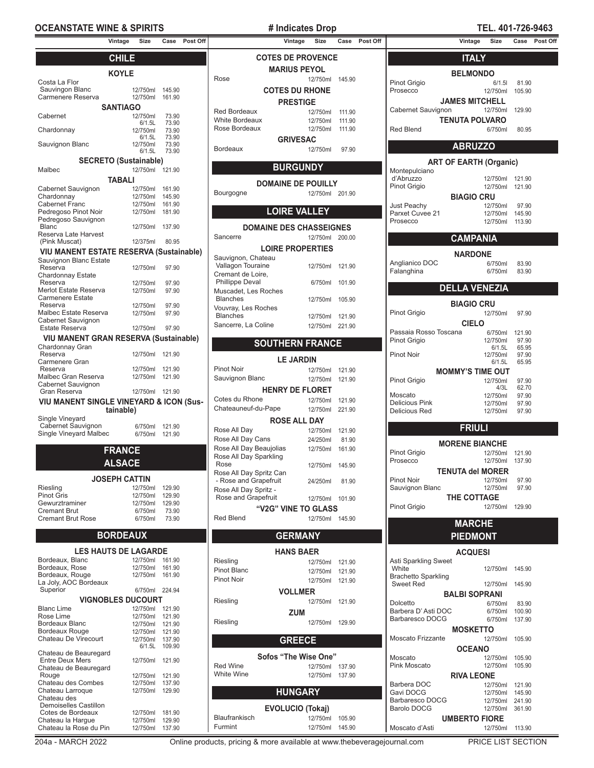# OCEANSTATE WINE & SPIRITS

**# Indicates Drop**

**TEL. 401-726-9463**

## CHILE

### KOYLE

| | Vintage | Size | Case | Post Off |
|---|---|---|---|---|
| Costa La Flor Sauvignon Blanc | | 12/750ml | 145.90 | |
| Carmenere Reserva | | 12/750ml | 161.90 | |

### SANTIAGO

| | Vintage | Size | Case | Post Off |
|---|---|---|---|---|
| Cabernet | | 12/750ml | 73.90 | |
| | | 6/1.5L | 73.90 | |
| Chardonnay | | 12/750ml | 73.90 | |
| | | 6/1.5L | 73.90 | |
| Sauvignon Blanc | | 12/750ml | 73.90 | |
| | | 6/1.5L | 73.90 | |

### SECRETO (Sustainable)

| | Vintage | Size | Case | Post Off |
|---|---|---|---|---|
| Malbec | | 12/750ml | 121.90 | |

### TABALI

| | Vintage | Size | Case | Post Off |
|---|---|---|---|---|
| Cabernet Sauvignon | | 12/750ml | 161.90 | |
| Chardonnay | | 12/750ml | 145.90 | |
| Cabernet Franc | | 12/750ml | 161.90 | |
| Pedregoso Pinot Noir | | 12/750ml | 181.90 | |
| Pedregoso Sauvignon Blanc | | 12/750ml | 137.90 | |
| Reserva Late Harvest (Pink Muscat) | | 12/375ml | 80.95 | |

### VIU MANENT ESTATE RESERVA (Sustainable)

| | Vintage | Size | Case | Post Off |
|---|---|---|---|---|
| Sauvignon Blanc Estate Reserva | | 12/750ml | 97.90 | |
| Chardonnay Estate Reserva | | 12/750ml | 97.90 | |
| Merlot Estate Reserva | | 12/750ml | 97.90 | |
| Carmenere Estate Reserva | | 12/750ml | 97.90 | |
| Malbec Estate Reserva | | 12/750ml | 97.90 | |
| Cabernet Sauvignon Estate Reserva | | 12/750ml | 97.90 | |

### VIU MANENT GRAN RESERVA (Sustainable)

| | Vintage | Size | Case | Post Off |
|---|---|---|---|---|
| Chardonnay Gran Reserva | | 12/750ml | 121.90 | |
| Carmenere Gran Reserva | | 12/750ml | 121.90 | |
| Malbec Gran Reserva | | 12/750ml | 121.90 | |
| Cabernet Sauvignon Gran Reserva | | 12/750ml | 121.90 | |

### VIU MANENT SINGLE VINEYARD & ICON (Sustainable)

| | Vintage | Size | Case | Post Off |
|---|---|---|---|---|
| Single Vineyard Cabernet Sauvignon | | 6/750ml | 121.90 | |
| Single Vineyard Malbec | | 6/750ml | 121.90 | |

## FRANCE

## ALSACE

### JOSEPH CATTIN

| | Vintage | Size | Case | Post Off |
|---|---|---|---|---|
| Riesling | | 12/750ml | 129.90 | |
| Pinot Gris | | 12/750ml | 129.90 | |
| Gewurztraminer | | 12/750ml | 129.90 | |
| Cremant Brut | | 6/750ml | 73.90 | |
| Cremant Brut Rose | | 6/750ml | 73.90 | |

## BORDEAUX

### LES HAUTS DE LAGARDE

| | Vintage | Size | Case | Post Off |
|---|---|---|---|---|
| Bordeaux, Blanc | | 12/750ml | 161.90 | |
| Bordeaux, Rose | | 12/750ml | 161.90 | |
| Bordeaux, Rouge | | 12/750ml | 161.90 | |
| La Joly, AOC Bordeaux Superior | | 6/750ml | 224.94 | |

### VIGNOBLES DUCOURT

| | Vintage | Size | Case | Post Off |
|---|---|---|---|---|
| Blanc Lime | | 12/750ml | 121.90 | |
| Rose Lime | | 12/750ml | 121.90 | |
| Bordeaux Blanc | | 12/750ml | 121.90 | |
| Bordeaux Rouge | | 12/750ml | 121.90 | |
| Chateau De Virecourt | | 12/750ml | 137.90 | |
| | | 6/1.5L | 109.90 | |
| Chateau de Beauregard Entre Deux Mers | | 12/750ml | 121.90 | |
| Chateau de Beauregard Rouge | | 12/750ml | 121.90 | |
| Chateau des Combes | | 12/750ml | 137.90 | |
| Chateau Larroque | | 12/750ml | 129.90 | |
| Chateau des Demoiselles Castillon Cotes de Bordeaux | | 12/750ml | 181.90 | |
| Chateau la Hargue | | 12/750ml | 129.90 | |
| Chateau la Rose du Pin | | 12/750ml | 137.90 | |

### COTES DE PROVENCE

### MARIUS PEYOL

| | Vintage | Size | Case | Post Off |
|---|---|---|---|---|
| Rose | | 12/750ml | 145.90 | |

### COTES DU RHONE

### PRESTIGE

| | Vintage | Size | Case | Post Off |
|---|---|---|---|---|
| Red Bordeaux | | 12/750ml | 111.90 | |
| White Bordeaux | | 12/750ml | 111.90 | |
| Rose Bordeaux | | 12/750ml | 111.90 | |

### GRIVESAC

| | Vintage | Size | Case | Post Off |
|---|---|---|---|---|
| Bordeaux | | 12/750ml | 97.90 | |

## BURGUNDY

### DOMAINE DE POUILLY

| | Vintage | Size | Case | Post Off |
|---|---|---|---|---|
| Bourgogne | | 12/750ml | 201.90 | |

## LOIRE VALLEY

### DOMAINE DES CHASSEIGNES

| | Vintage | Size | Case | Post Off |
|---|---|---|---|---|
| Sancerre | | 12/750ml | 200.00 | |

### LOIRE PROPERTIES

| | Vintage | Size | Case | Post Off |
|---|---|---|---|---|
| Sauvignon, Chateau Vallagon Touraine | | 12/750ml | 121.90 | |
| Cremant de Loire, Phillippe Deval | | 6/750ml | 101.90 | |
| Muscadet, Les Roches Blanches | | 12/750ml | 105.90 | |
| Vouvray, Les Roches Blanches | | 12/750ml | 121.90 | |
| Sancerre, La Coline | | 12/750ml | 221.90 | |

## SOUTHERN FRANCE

### LE JARDIN

| | Vintage | Size | Case | Post Off |
|---|---|---|---|---|
| Pinot Noir | | 12/750ml | 121.90 | |
| Sauvignon Blanc | | 12/750ml | 121.90 | |

### HENRY DE FLORET

| | Vintage | Size | Case | Post Off |
|---|---|---|---|---|
| Cotes du Rhone | | 12/750ml | 121.90 | |
| Chateauneuf-du-Pape | | 12/750ml | 221.90 | |

### ROSE ALL DAY

| | Vintage | Size | Case | Post Off |
|---|---|---|---|---|
| Rose All Day | | 12/750ml | 121.90 | |
| Rose All Day Cans | | 24/250ml | 81.90 | |
| Rose All Day Beaujolias | | 12/750ml | 161.90 | |
| Rose All Day Sparkling Rose | | 12/750ml | 145.90 | |
| Rose All Day Spritz Can - Rose and Grapefruit | | 24/250ml | 81.90 | |
| Rose All Day Spritz - Rose and Grapefruit | | 12/750ml | 101.90 | |

### "V2G" VINE TO GLASS

| | Vintage | Size | Case | Post Off |
|---|---|---|---|---|
| Red Blend | | 12/750ml | 145.90 | |

## GERMANY

### HANS BAER

| | Vintage | Size | Case | Post Off |
|---|---|---|---|---|
| Riesling | | 12/750ml | 121.90 | |
| Pinot Blanc | | 12/750ml | 121.90 | |
| Pinot Noir | | 12/750ml | 121.90 | |

### VOLLMER

| | Vintage | Size | Case | Post Off |
|---|---|---|---|---|
| Riesling | | 12/750ml | 121.90 | |

### ZUM

| | Vintage | Size | Case | Post Off |
|---|---|---|---|---|
| Riesling | | 12/750ml | 129.90 | |

## GREECE

### Sofos "The Wise One"

| | Vintage | Size | Case | Post Off |
|---|---|---|---|---|
| Red Wine | | 12/750ml | 137.90 | |
| White Wine | | 12/750ml | 137.90 | |

## HUNGARY

### EVOLUCIO (Tokaj)

| | Vintage | Size | Case | Post Off |
|---|---|---|---|---|
| Blaufrankisch | | 12/750ml | 105.90 | |
| Furmint | | 12/750ml | 145.90 | |

## ITALY

### BELMONDO

| | Vintage | Size | Case | Post Off |
|---|---|---|---|---|
| Pinot Grigio | | 6/1.5l | 81.90 | |
| Prosecco | | 12/750ml | 105.90 | |

### JAMES MITCHELL

| | Vintage | Size | Case | Post Off |
|---|---|---|---|---|
| Cabernet Sauvignon | | 12/750ml | 129.90 | |

### TENUTA POLVARO

| | Vintage | Size | Case | Post Off |
|---|---|---|---|---|
| Red Blend | | 6/750ml | 80.95 | |

## ABRUZZO

### ART OF EARTH (Organic)

| | Vintage | Size | Case | Post Off |
|---|---|---|---|---|
| Montepulciano d'Abruzzo | | 12/750ml | 121.90 | |
| Pinot Grigio | | 12/750ml | 121.90 | |

### BIAGIO CRU

| | Vintage | Size | Case | Post Off |
|---|---|---|---|---|
| Just Peachy | | 12/750ml | 97.90 | |
| Parxet Cuvee 21 | | 12/750ml | 145.90 | |
| Prosecco | | 12/750ml | 113.90 | |

## CAMPANIA

### NARDONE

| | Vintage | Size | Case | Post Off |
|---|---|---|---|---|
| Anglianico DOC | | 6/750ml | 83.90 | |
| Falanghina | | 6/750ml | 83.90 | |

## DELLA VENEZIA

### BIAGIO CRU

| | Vintage | Size | Case | Post Off |
|---|---|---|---|---|
| Pinot Grigio | | 12/750ml | 97.90 | |

### CIELO

| | Vintage | Size | Case | Post Off |
|---|---|---|---|---|
| Passaia Rosso Toscana | | 6/750ml | 121.90 | |
| Pinot Grigio | | 12/750ml | 97.90 | |
| | | 6/1.5L | 65.95 | |
| Pinot Noir | | 12/750ml | 97.90 | |
| | | 6/1.5L | 65.95 | |

### MOMMY'S TIME OUT

| | Vintage | Size | Case | Post Off |
|---|---|---|---|---|
| Pinot Grigio | | 12/750ml | 97.90 | |
| | | 4/3L | 62.70 | |
| Moscato | | 12/750ml | 97.90 | |
| Delicious Pink | | 12/750ml | 97.90 | |
| Delicious Red | | 12/750ml | 97.90 | |

## FRIULI

### MORENE BIANCHE

| | Vintage | Size | Case | Post Off |
|---|---|---|---|---|
| Pinot Grigio | | 12/750ml | 121.90 | |
| Prosecco | | 12/750ml | 137.90 | |

### TENUTA del MORER

| | Vintage | Size | Case | Post Off |
|---|---|---|---|---|
| Pinot Noir | | 12/750ml | 97.90 | |
| Sauvignon Blanc | | 12/750ml | 97.90 | |

### THE COTTAGE

| | Vintage | Size | Case | Post Off |
|---|---|---|---|---|
| Pinot Grigio | | 12/750ml | 129.90 | |

## MARCHE

## PIEDMONT

### ACQUESI

| | Vintage | Size | Case | Post Off |
|---|---|---|---|---|
| Asti Sparkling Sweet White | | 12/750ml | 145.90 | |
| Brachetto Sparkling Sweet Red | | 12/750ml | 145.90 | |

### BALBI SOPRANI

| | Vintage | Size | Case | Post Off |
|---|---|---|---|---|
| Dolcetto | | 6/750ml | 83.90 | |
| Barbera D' Asti DOC | | 6/750ml | 100.90 | |
| Barbaresco DOCG | | 6/750ml | 137.90 | |

### MOSKETTO

| | Vintage | Size | Case | Post Off |
|---|---|---|---|---|
| Moscato Frizzante | | 12/750ml | 105.90 | |

### OCEANO

| | Vintage | Size | Case | Post Off |
|---|---|---|---|---|
| Moscato | | 12/750ml | 105.90 | |
| Pink Moscato | | 12/750ml | 105.90 | |

### RIVA LEONE

| | Vintage | Size | Case | Post Off |
|---|---|---|---|---|
| Barbera DOC | | 12/750ml | 121.90 | |
| Gavi DOCG | | 12/750ml | 145.90 | |
| Barbaresco DOCG | | 12/750ml | 241.90 | |
| Barolo DOCG | | 12/750ml | 361.90 | |

### UMBERTO FIORE

| | Vintage | Size | Case | Post Off |
|---|---|---|---|---|
| Moscato d'Asti | | 12/750ml | 113.90 | |

Online products, pricing & more available at www.thebeveragejournal.com

PRICE LIST SECTION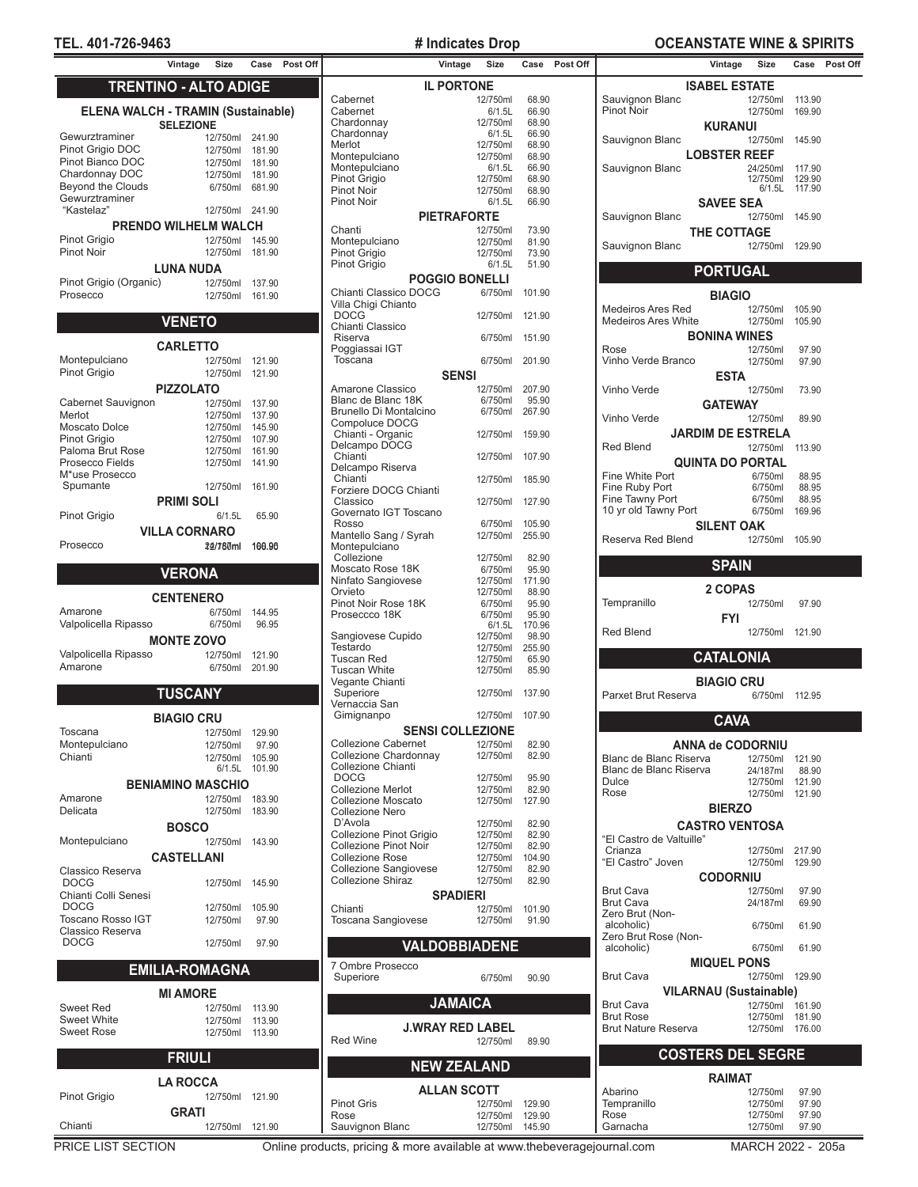# Indicates Drop

## TRENTINO - ALTO ADIGE

### ELENA WALCH - TRAMIN (Sustainable)

**SELEZIONE**

| Item | Vintage | Size | Case | Post Off |
|---|---|---|---|---|
| Gewurztraminer | | 12/750ml | 241.90 | |
| Pinot Grigio DOC | | 12/750ml | 181.90 | |
| Pinot Bianco DOC | | 12/750ml | 181.90 | |
| Chardonnay DOC | | 12/750ml | 181.90 | |
| Beyond the Clouds | | 6/750ml | 681.90 | |
| Gewurztraminer "Kastelaz" | | 12/750ml | 241.90 | |

### PRENDO WILHELM WALCH

| Item | Vintage | Size | Case | Post Off |
|---|---|---|---|---|
| Pinot Grigio | | 12/750ml | 145.90 | |
| Pinot Noir | | 12/750ml | 181.90 | |

### LUNA NUDA

| Item | Vintage | Size | Case | Post Off |
|---|---|---|---|---|
| Pinot Grigio (Organic) | | 12/750ml | 137.90 | |
| Prosecco | | 12/750ml | 161.90 | |

## VENETO

### CARLETTO

| Item | Vintage | Size | Case | Post Off |
|---|---|---|---|---|
| Montepulciano | | 12/750ml | 121.90 | |
| Pinot Grigio | | 12/750ml | 121.90 | |

### PIZZOLATO

| Item | Vintage | Size | Case | Post Off |
|---|---|---|---|---|
| Cabernet Sauvignon | | 12/750ml | 137.90 | |
| Merlot | | 12/750ml | 137.90 | |
| Moscato Dolce | | 12/750ml | 145.90 | |
| Pinot Grigio | | 12/750ml | 107.90 | |
| Paloma Brut Rose | | 12/750ml | 161.90 | |
| Prosecco Fields | | 12/750ml | 141.90 | |
| M*use Prosecco Spumante | | 12/750ml | 161.90 | |

### PRIMI SOLI

| Item | Vintage | Size | Case | Post Off |
|---|---|---|---|---|
| Pinot Grigio | | 6/1.5L | 65.90 | |

### VILLA CORNARO

| Item | Vintage | Size | Case | Post Off |
|---|---|---|---|---|
| Prosecco | | 12/750ml | 106.90 | |

## VERONA

### CENTENERO

| Item | Vintage | Size | Case | Post Off |
|---|---|---|---|---|
| Amarone | | 6/750ml | 144.95 | |
| Valpolicella Ripasso | | 6/750ml | 96.95 | |

### MONTE ZOVO

| Item | Vintage | Size | Case | Post Off |
|---|---|---|---|---|
| Valpolicella Ripasso | | 12/750ml | 121.90 | |
| Amarone | | 6/750ml | 201.90 | |

## TUSCANY

### BIAGIO CRU

| Item | Vintage | Size | Case | Post Off |
|---|---|---|---|---|
| Toscana | | 12/750ml | 129.90 | |
| Montepulciano | | 12/750ml | 97.90 | |
| Chianti | | 12/750ml | 105.90 | |
| | | 6/1.5L | 101.90 | |

### BENIAMINO MASCHIO

| Item | Vintage | Size | Case | Post Off |
|---|---|---|---|---|
| Amarone | | 12/750ml | 183.90 | |
| Delicata | | 12/750ml | 183.90 | |

### BOSCO

| Item | Vintage | Size | Case | Post Off |
|---|---|---|---|---|
| Montepulciano | | 12/750ml | 143.90 | |

### CASTELLANI

| Item | Vintage | Size | Case | Post Off |
|---|---|---|---|---|
| Classico Reserva DOCG | | 12/750ml | 145.90 | |
| Chianti Colli Senesi DOCG | | 12/750ml | 105.90 | |
| Toscano Rosso IGT | | 12/750ml | 97.90 | |
| Classico Reserva DOCG | | 12/750ml | 97.90 | |

## EMILIA-ROMAGNA

### MI AMORE

| Item | Vintage | Size | Case | Post Off |
|---|---|---|---|---|
| Sweet Red | | 12/750ml | 113.90 | |
| Sweet White | | 12/750ml | 113.90 | |
| Sweet Rose | | 12/750ml | 113.90 | |

## FRIULI

### LA ROCCA

| Item | Vintage | Size | Case | Post Off |
|---|---|---|---|---|
| Pinot Grigio | | 12/750ml | 121.90 | |

### GRATI

| Item | Vintage | Size | Case | Post Off |
|---|---|---|---|---|
| Chianti | | 12/750ml | 121.90 | |

### IL PORTONE

| Item | Vintage | Size | Case | Post Off |
|---|---|---|---|---|
| Cabernet | | 12/750ml | 68.90 | |
| Cabernet | | 6/1.5L | 66.90 | |
| Chardonnay | | 12/750ml | 68.90 | |
| Chardonnay | | 6/1.5L | 66.90 | |
| Merlot | | 12/750ml | 68.90 | |
| Montepulciano | | 12/750ml | 68.90 | |
| Montepulciano | | 6/1.5L | 66.90 | |
| Pinot Grigio | | 12/750ml | 68.90 | |
| Pinot Noir | | 12/750ml | 68.90 | |
| Pinot Noir | | 6/1.5L | 66.90 | |

### PIETRAFORTE

| Item | Vintage | Size | Case | Post Off |
|---|---|---|---|---|
| Chanti | | 12/750ml | 73.90 | |
| Montepulciano | | 12/750ml | 81.90 | |
| Pinot Grigio | | 12/750ml | 73.90 | |
| Pinot Grigio | | 6/1.5L | 51.90 | |

### POGGIO BONELLI

| Item | Vintage | Size | Case | Post Off |
|---|---|---|---|---|
| Chianti Classico DOCG | | 6/750ml | 101.90 | |
| Villa Chigi Chianto DOCG | | 12/750ml | 121.90 | |
| Chianti Classico Riserva | | 6/750ml | 151.90 | |
| Poggiassai IGT Toscana | | 6/750ml | 201.90 | |

### SENSI

| Item | Vintage | Size | Case | Post Off |
|---|---|---|---|---|
| Amarone Classico | | 12/750ml | 207.90 | |
| Blanc de Blanc 18K | | 6/750ml | 95.90 | |
| Brunello Di Montalcino | | 6/750ml | 267.90 | |
| Compoluce DOCG Chianti - Organic | | 12/750ml | 159.90 | |
| Delcampo DOCG Chianti | | 12/750ml | 107.90 | |
| Delcampo Riserva Chianti | | 12/750ml | 185.90 | |
| Forziere DOCG Chianti Classico | | 12/750ml | 127.90 | |
| Governato IGT Toscano Rosso | | 6/750ml | 105.90 | |
| Mantello Sang / Syrah | | 12/750ml | 255.90 | |
| Montepulciano Collezione | | 12/750ml | 82.90 | |
| Moscato Rose 18K | | 6/750ml | 95.90 | |
| Ninfato Sangiovese | | 12/750ml | 171.90 | |
| Orvieto | | 12/750ml | 88.90 | |
| Pinot Noir Rose 18K | | 6/750ml | 95.90 | |
| Proseccco 18K | | 6/750ml | 95.90 | |
| | | 6/1.5L | 170.96 | |
| Sangiovese Cupido | | 12/750ml | 98.90 | |
| Testardo | | 12/750ml | 255.90 | |
| Tuscan Red | | 12/750ml | 65.90 | |
| Tuscan White | | 12/750ml | 85.90 | |
| Vegante Chianti Superiore | | 12/750ml | 137.90 | |
| Vernaccia San Gimignanpo | | 12/750ml | 107.90 | |

### SENSI COLLEZIONE

| Item | Vintage | Size | Case | Post Off |
|---|---|---|---|---|
| Collezione Cabernet | | 12/750ml | 82.90 | |
| Collezione Chardonnay | | 12/750ml | 82.90 | |
| Collezione Chianti DOCG | | 12/750ml | 95.90 | |
| Collezione Merlot | | 12/750ml | 82.90 | |
| Collezione Moscato | | 12/750ml | 127.90 | |
| Collezione Nero D'Avola | | 12/750ml | 82.90 | |
| Collezione Pinot Grigio | | 12/750ml | 82.90 | |
| Collezione Pinot Noir | | 12/750ml | 82.90 | |
| Collezione Rose | | 12/750ml | 104.90 | |
| Collezione Sangiovese | | 12/750ml | 82.90 | |
| Collezione Shiraz | | 12/750ml | 82.90 | |

### SPADIERI

| Item | Vintage | Size | Case | Post Off |
|---|---|---|---|---|
| Chianti | | 12/750ml | 101.90 | |
| Toscana Sangiovese | | 12/750ml | 91.90 | |

## VALDOBBIADENE

| Item | Vintage | Size | Case | Post Off |
|---|---|---|---|---|
| 7 Ombre Prosecco Superiore | | 6/750ml | 90.90 | |

## JAMAICA

### J.WRAY RED LABEL

| Item | Vintage | Size | Case | Post Off |
|---|---|---|---|---|
| Red Wine | | 12/750ml | 89.90 | |

## NEW ZEALAND

### ALLAN SCOTT

| Item | Vintage | Size | Case | Post Off |
|---|---|---|---|---|
| Pinot Gris | | 12/750ml | 129.90 | |
| Rose | | 12/750ml | 129.90 | |
| Sauvignon Blanc | | 12/750ml | 145.90 | |

### ISABEL ESTATE

| Item | Vintage | Size | Case | Post Off |
|---|---|---|---|---|
| Sauvignon Blanc | | 12/750ml | 113.90 | |
| Pinot Noir | | 12/750ml | 169.90 | |

### KURANUI

| Item | Vintage | Size | Case | Post Off |
|---|---|---|---|---|
| Sauvignon Blanc | | 12/750ml | 145.90 | |

### LOBSTER REEF

| Item | Vintage | Size | Case | Post Off |
|---|---|---|---|---|
| Sauvignon Blanc | | 24/250ml | 117.90 | |
| | | 12/750ml | 129.90 | |
| | | 6/1.5L | 117.90 | |

### SAVEE SEA

| Item | Vintage | Size | Case | Post Off |
|---|---|---|---|---|
| Sauvignon Blanc | | 12/750ml | 145.90 | |

### THE COTTAGE

| Item | Vintage | Size | Case | Post Off |
|---|---|---|---|---|
| Sauvignon Blanc | | 12/750ml | 129.90 | |

## PORTUGAL

### BIAGIO

| Item | Vintage | Size | Case | Post Off |
|---|---|---|---|---|
| Medeiros Ares Red | | 12/750ml | 105.90 | |
| Medeiros Ares White | | 12/750ml | 105.90 | |

### BONINA WINES

| Item | Vintage | Size | Case | Post Off |
|---|---|---|---|---|
| Rose | | 12/750ml | 97.90 | |
| Vinho Verde Branco | | 12/750ml | 97.90 | |

### ESTA

| Item | Vintage | Size | Case | Post Off |
|---|---|---|---|---|
| Vinho Verde | | 12/750ml | 73.90 | |

### GATEWAY

| Item | Vintage | Size | Case | Post Off |
|---|---|---|---|---|
| Vinho Verde | | 12/750ml | 89.90 | |

### JARDIM DE ESTRELA

| Item | Vintage | Size | Case | Post Off |
|---|---|---|---|---|
| Red Blend | | 12/750ml | 113.90 | |

### QUINTA DO PORTAL

| Item | Vintage | Size | Case | Post Off |
|---|---|---|---|---|
| Fine White Port | | 6/750ml | 88.95 | |
| Fine Ruby Port | | 6/750ml | 88.95 | |
| Fine Tawny Port | | 6/750ml | 88.95 | |
| 10 yr old Tawny Port | | 6/750ml | 169.96 | |

### SILENT OAK

| Item | Vintage | Size | Case | Post Off |
|---|---|---|---|---|
| Reserva Red Blend | | 12/750ml | 105.90 | |

## SPAIN

### 2 COPAS

| Item | Vintage | Size | Case | Post Off |
|---|---|---|---|---|
| Tempranillo | | 12/750ml | 97.90 | |

### FYI

| Item | Vintage | Size | Case | Post Off |
|---|---|---|---|---|
| Red Blend | | 12/750ml | 121.90 | |

## CATALONIA

### BIAGIO CRU

| Item | Vintage | Size | Case | Post Off |
|---|---|---|---|---|
| Parxet Brut Reserva | | 6/750ml | 112.95 | |

## CAVA

### ANNA de CODORNIU

| Item | Vintage | Size | Case | Post Off |
|---|---|---|---|---|
| Blanc de Blanc Riserva | | 12/750ml | 121.90 | |
| Blanc de Blanc Riserva | | 24/187ml | 88.90 | |
| Dulce | | 12/750ml | 121.90 | |
| Rose | | 12/750ml | 121.90 | |

### BIERZO

#### CASTRO VENTOSA

| Item | Vintage | Size | Case | Post Off |
|---|---|---|---|---|
| "El Castro de Valtuille" Crianza | | 12/750ml | 217.90 | |
| "El Castro" Joven | | 12/750ml | 129.90 | |

### CODORNIU

| Item | Vintage | Size | Case | Post Off |
|---|---|---|---|---|
| Brut Cava | | 12/750ml | 97.90 | |
| Brut Cava | | 24/187ml | 69.90 | |
| Zero Brut (Non-alcoholic) | | 6/750ml | 61.90 | |
| Zero Brut Rose (Non-alcoholic) | | 6/750ml | 61.90 | |

### MIQUEL PONS

| Item | Vintage | Size | Case | Post Off |
|---|---|---|---|---|
| Brut Cava | | 12/750ml | 129.90 | |

### VILARNAU (Sustainable)

| Item | Vintage | Size | Case | Post Off |
|---|---|---|---|---|
| Brut Cava | | 12/750ml | 161.90 | |
| Brut Rose | | 12/750ml | 181.90 | |
| Brut Nature Reserva | | 12/750ml | 176.00 | |

## COSTERS DEL SEGRE

### RAIMAT

| Item | Vintage | Size | Case | Post Off |
|---|---|---|---|---|
| Abarino | | 12/750ml | 97.90 | |
| Tempranillo | | 12/750ml | 97.90 | |
| Rose | | 12/750ml | 97.90 | |
| Garnacha | | 12/750ml | 97.90 | |

Online products, pricing & more available at www.thebeveragejournal.com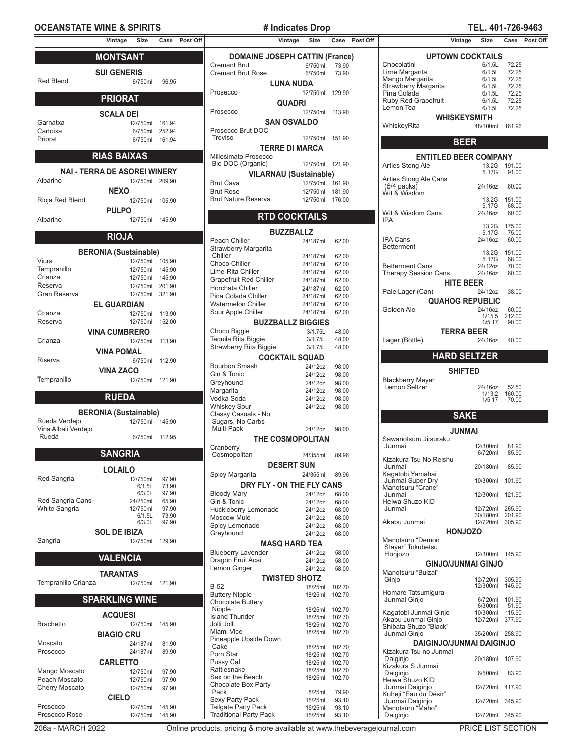## MONTSANT

### SUI GENERIS

| | Vintage | Size | Case | Post Off |
|---|---|---|---|---|
| Red Blend | | 6/750ml | 96.95 | |

## PRIORAT

### SCALA DEI

| | Vintage | Size | Case | Post Off |
|---|---|---|---|---|
| Garnatxa | | 12/750ml | 161.94 | |
| Cartoixa | | 6/750ml | 252.94 | |
| Priorat | | 6/750ml | 161.94 | |

## RIAS BAIXAS

### NAI - TERRA DE ASOREI WINERY

| | Vintage | Size | Case | Post Off |
|---|---|---|---|---|
| Albarino | | 12/750ml | 209.90 | |

### NEXO

| | Vintage | Size | Case | Post Off |
|---|---|---|---|---|
| Rioja Red Blend | | 12/750ml | 105.90 | |

### PULPO

| | Vintage | Size | Case | Post Off |
|---|---|---|---|---|
| Albarino | | 12/750ml | 145.90 | |

## RIOJA

### BERONIA (Sustainable)

| | Vintage | Size | Case | Post Off |
|---|---|---|---|---|
| Viura | | 12/750ml | 105.90 | |
| Tempranillo | | 12/750ml | 145.90 | |
| Crianza | | 12/750ml | 145.90 | |
| Reserva | | 12/750ml | 201.90 | |
| Gran Reserva | | 12/750ml | 321.90 | |

### EL GUARDIAN

| | Vintage | Size | Case | Post Off |
|---|---|---|---|---|
| Crianza | | 12/750ml | 113.90 | |
| Reserva | | 12/750ml | 152.00 | |

### VINA CUMBRERO

| | Vintage | Size | Case | Post Off |
|---|---|---|---|---|
| Crianza | | 12/750ml | 113.90 | |

### VINA POMAL

| | Vintage | Size | Case | Post Off |
|---|---|---|---|---|
| Riserva | | 6/750ml | 112.90 | |

### VINA ZACO

| | Vintage | Size | Case | Post Off |
|---|---|---|---|---|
| Tempranillo | | 12/750ml | 121.90 | |

## RUEDA

### BERONIA (Sustainable)

| | Vintage | Size | Case | Post Off |
|---|---|---|---|---|
| Rueda Verdejo | | 12/750ml | 145.90 | |
| Vina Albali Verdejo Rueda | | 6/750ml | 112.95 | |

## SANGRIA

### LOLAILO

| | Vintage | Size | Case | Post Off |
|---|---|---|---|---|
| Red Sangria | | 12/750ml | 97.90 | |
| | | 6/1.5L | 73.90 | |
| | | 6/3.0L | 97.90 | |
| Red Sangria Cans | | 24/250ml | 65.90 | |
| White Sangria | | 12/750ml | 97.90 | |
| | | 6/1.5L | 73.90 | |
| | | 6/3.0L | 97.90 | |

### SOL DE IBIZA

| | Vintage | Size | Case | Post Off |
|---|---|---|---|---|
| Sangria | | 12/750ml | 129.90 | |

## VALENCIA

### TARANTAS

| | Vintage | Size | Case | Post Off |
|---|---|---|---|---|
| Tempranillo Crianza | | 12/750ml | 121.90 | |

## SPARKLING WINE

### ACQUESI

| | Vintage | Size | Case | Post Off |
|---|---|---|---|---|
| Brachetto | | 12/750ml | 145.90 | |

### BIAGIO CRU

| | Vintage | Size | Case | Post Off |
|---|---|---|---|---|
| Moscato | | 24/187ml | 81.90 | |
| Prosecco | | 24/187ml | 89.90 | |

### CARLETTO

| | Vintage | Size | Case | Post Off |
|---|---|---|---|---|
| Mango Moscato | | 12/750ml | 97.90 | |
| Peach Moscato | | 12/750ml | 97.90 | |
| Cherry Moscato | | 12/750ml | 97.90 | |

### CIELO

| | Vintage | Size | Case | Post Off |
|---|---|---|---|---|
| Prosecco | | 12/750ml | 145.90 | |
| Prosecco Rose | | 12/750ml | 145.90 | |

### DOMAINE JOSEPH CATTIN (France)

| | Vintage | Size | Case | Post Off |
|---|---|---|---|---|
| Cremant Brut | | 6/750ml | 73.90 | |
| Cremant Brut Rose | | 6/750ml | 73.90 | |

### LUNA NUDA

| | Vintage | Size | Case | Post Off |
|---|---|---|---|---|
| Prosecco | | 12/750ml | 129.90 | |

### QUADRI

| | Vintage | Size | Case | Post Off |
|---|---|---|---|---|
| Prosecco | | 12/750ml | 113.90 | |

### SAN OSVALDO

| | Vintage | Size | Case | Post Off |
|---|---|---|---|---|
| Prosecco Brut DOC Treviso | | 12/750ml | 151.90 | |

### TERRE DI MARCA

| | Vintage | Size | Case | Post Off |
|---|---|---|---|---|
| Millesimato Prosecco Bio DOC (Organic) | | 12/750ml | 121.90 | |

### VILARNAU (Sustainable)

| | Vintage | Size | Case | Post Off |
|---|---|---|---|---|
| Brut Cava | | 12/750ml | 161.90 | |
| Brut Rose | | 12/750ml | 181.90 | |
| Brut Nature Reserva | | 12/750ml | 176.00 | |

## RTD COCKTAILS

### BUZZBALLZ

| | Vintage | Size | Case | Post Off |
|---|---|---|---|---|
| Peach Chiller | | 24/187ml | 62.00 | |
| Strawberry Margarita Chiller | | 24/187ml | 62.00 | |
| Choco Chiller | | 24/187ml | 62.00 | |
| Lime-Rita Chiller | | 24/187ml | 62.00 | |
| Grapefruit Red Chiller | | 24/187ml | 62.00 | |
| Horchata Chiller | | 24/187ml | 62.00 | |
| Pina Colada Chiller | | 24/187ml | 62.00 | |
| Watermelon Chiller | | 24/187ml | 62.00 | |
| Sour Apple Chiller | | 24/187ml | 62.00 | |

### BUZZBALLZ BIGGIES

| | Vintage | Size | Case | Post Off |
|---|---|---|---|---|
| Choco Biggie | | 3/1.75L | 48.00 | |
| Tequila Rita Biggie | | 3/1.75L | 48.00 | |
| Strawberry Rita Biggie | | 3/1.75L | 48.00 | |

### COCKTAIL SQUAD

| | Vintage | Size | Case | Post Off |
|---|---|---|---|---|
| Bourbon Smash | | 24/12oz | 98.00 | |
| Gin & Tonic | | 24/12oz | 98.00 | |
| Greyhound | | 24/12oz | 98.00 | |
| Margarita | | 24/12oz | 98.00 | |
| Vodka Soda | | 24/12oz | 98.00 | |
| Whiskey Sour | | 24/12oz | 98.00 | |
| Classy Casuals - No Sugars, No Carbs Multi-Pack | | 24/12oz | 98.00 | |

### THE COSMOPOLITAN

| | Vintage | Size | Case | Post Off |
|---|---|---|---|---|
| Cranberry Cosmopolitan | | 24/355ml | 89.96 | |

### DESERT SUN

| | Vintage | Size | Case | Post Off |
|---|---|---|---|---|
| Spicy Margarita | | 24/355ml | 89.96 | |

### DRY FLY - ON THE FLY CANS

| | Vintage | Size | Case | Post Off |
|---|---|---|---|---|
| Bloody Mary | | 24/12oz | 68.00 | |
| Gin & Tonic | | 24/12oz | 68.00 | |
| Huckleberry Lemonade | | 24/12oz | 68.00 | |
| Moscow Mule | | 24/12oz | 68.00 | |
| Spicy Lemonade | | 24/12oz | 68.00 | |
| Greyhound | | 24/12oz | 68.00 | |

### MASQ HARD TEA

| | Vintage | Size | Case | Post Off |
|---|---|---|---|---|
| Blueberry Lavender | | 24/12oz | 58.00 | |
| Dragon Fruit Acai | | 24/12oz | 58.00 | |
| Lemon Ginger | | 24/12oz | 58.00 | |

### TWISTED SHOTZ

| | Vintage | Size | Case | Post Off |
|---|---|---|---|---|
| B-52 | | 18/25ml | 102.70 | |
| Buttery Nipple | | 18/25ml | 102.70 | |
| Chocolate Buttery Nipple | | 18/25ml | 102.70 | |
| Island Thunder | | 18/25ml | 102.70 | |
| Jolli Jolli | | 18/25ml | 102.70 | |
| Miami Vice | | 18/25ml | 102.70 | |
| Pineapple Upside Down Cake | | 18/25ml | 102.70 | |
| Porn Star | | 18/25ml | 102.70 | |
| Pussy Cat | | 18/25ml | 102.70 | |
| Rattlesnake | | 18/25ml | 102.70 | |
| Sex on the Beach | | 18/25ml | 102.70 | |
| Chocolate Box Party Pack | | 8/25ml | 79.90 | |
| Sexy Party Pack | | 15/25ml | 93.10 | |
| Tailgate Party Pack | | 15/25ml | 93.10 | |
| Traditional Party Pack | | 15/25ml | 93.10 | |

### UPTOWN COCKTAILS

| | Vintage | Size | Case | Post Off |
|---|---|---|---|---|
| Chocolatini | | 6/1.5L | 72.25 | |
| Lime Margarita | | 6/1.5L | 72.25 | |
| Mango Margarita | | 6/1.5L | 72.25 | |
| Strawberry Margarita | | 6/1.5L | 72.25 | |
| Pina Colada | | 6/1.5L | 72.25 | |
| Ruby Red Grapefruit | | 6/1.5L | 72.25 | |
| Lemon Tea | | 6/1.5L | 72.25 | |

### WHISKEYSMITH

| | Vintage | Size | Case | Post Off |
|---|---|---|---|---|
| WhiskeyRita | | 48/100ml | 161.96 | |

## BEER

### ENTITLED BEER COMPANY

| | Vintage | Size | Case | Post Off |
|---|---|---|---|---|
| Arties Stong Ale | | 13.2G | 191.00 | |
| | | 5.17G | 91.00 | |
| Arties Stong Ale Cans (6/4 packs) | | 24/16oz | 60.00 | |
| Wit & Wisdom | | 13.2G | 151.00 | |
| | | 5.17G | 68.00 | |
| Wit & Wisdom Cans | | 24/16oz | 60.00 | |
| IPA | | 13.2G | 175.00 | |
| | | 5.17G | 75.00 | |
| IPA Cans | | 24/16oz | 60.00 | |
| Betterment | | 13.2G | 151.00 | |
| | | 5.17G | 68.00 | |
| Betterment Cans | | 24/12oz | 70.00 | |
| Therapy Session Cans | | 24/16oz | 60.00 | |

### HITE BEER

| | Vintage | Size | Case | Post Off |
|---|---|---|---|---|
| Pale Lager (Can) | | 24/12oz | 38.00 | |

### QUAHOG REPUBLIC

| | Vintage | Size | Case | Post Off |
|---|---|---|---|---|
| Golden Ale | | 24/16oz | 60.00 | |
| | | 1/15.5 | 212.00 | |
| | | 1/5.17 | 90.00 | |

### TERRA BEER

| | Vintage | Size | Case | Post Off |
|---|---|---|---|---|
| Lager (Bottle) | | 24/16oz | 40.00 | |

## HARD SELTZER

### SHIFTED

| | Vintage | Size | Case | Post Off |
|---|---|---|---|---|
| Blackberry Meyer Lemon Seltzer | | 24/16oz | 52.50 | |
| | | 1/13.2 | 160.00 | |
| | | 1/5.17 | 70.00 | |

## SAKE

### JUNMAI

| | Vintage | Size | Case | Post Off |
|---|---|---|---|---|
| Sawanotsuru Jitsuraku Junmai | | 12/300ml | 81.90 | |
| | | 6/720ml | 85.90 | |
| Kizakura Tsu No Reishu Junmai | | 20/180ml | 85.90 | |
| Kagatobi Yamahai Junmai Super Dry | | 10/300ml | 101.90 | |
| Manotsuru "Crane" Junmai | | 12/300ml | 121.90 | |
| Heiwa Shuzo KID Junmai | | 12/720ml | 265.90 | |
| | | 30/180ml | 201.90 | |
| Akabu Junmai | | 12/720ml | 305.90 | |

### HONJOZO

| | Vintage | Size | Case | Post Off |
|---|---|---|---|---|
| Manotsuru "Demon Slayer" Tokubetsu Honjozo | | 12/300ml | 145.90 | |

### GINJO/JUNMAI GINJO

| | Vintage | Size | Case | Post Off |
|---|---|---|---|---|
| Manotsuru "Bulzai" Ginjo | | 12/720ml | 305.90 | |
| | | 12/300ml | 145.90 | |
| Homare Tatsumigura Junmai Ginjo | | 6/720ml | 101.90 | |
| | | 6/300ml | 51.90 | |
| Kagatobi Junmai Ginjo | | 10/300ml | 115.90 | |
| Akabu Junmai Ginjo | | 12/720ml | 377.90 | |
| Shibata Shuzo "Black" Junmai Ginjo | | 35/200ml | 258.90 | |

### DAIGINJO/JUNMAI DAIGINJO

| | Vintage | Size | Case | Post Off |
|---|---|---|---|---|
| Kizakura Tsu no Junmai Daiginjo | | 20/180ml | 107.90 | |
| Kizakura S Junmai Daiginjo | | 6/500ml | 83.90 | |
| Heiwa Shuzo KID Junmai Daiginjo | | 12/720ml | 417.90 | |
| Kuheiji "Eau du Désir" Junmai Daiginjo | | 12/720ml | 345.90 | |
| Manotsuru "Maho" Daiginjo | | 12/720ml | 345.90 | |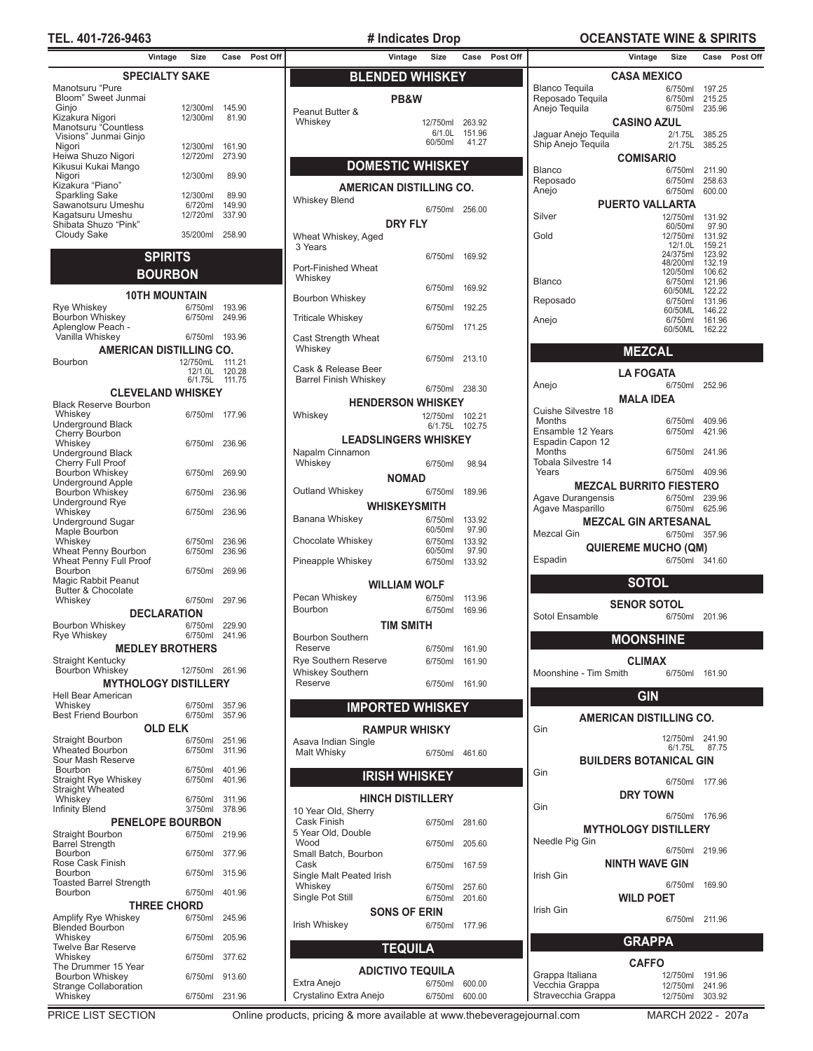# Indicates Drop

## SPECIALTY SAKE

| Item | Vintage | Size | Case | Post Off |
|---|---|---|---|---|
| Manotsuru "Pure Bloom" Sweet Junmai Ginjo | | 12/300ml | 145.90 | |
| Kizakura Nigori | | 12/300ml | 81.90 | |
| Manotsuru "Countless Visions" Junmai Ginjo Nigori | | 12/300ml | 161.90 | |
| Heiwa Shuzo Nigori | | 12/720ml | 273.90 | |
| Kikusui Kukai Mango Nigori | | 12/300ml | 89.90 | |
| Kizakura "Piano" Sparkling Sake | | 12/300ml | 89.90 | |
| Sawanotsuru Umeshu | | 6/720ml | 149.90 | |
| Kagatsuru Umeshu | | 12/720ml | 337.90 | |
| Shibata Shuzo "Pink" Cloudy Sake | | 35/200ml | 258.90 | |

## SPIRITS

## BOURBON

### 10TH MOUNTAIN

| Item | Vintage | Size | Case | Post Off |
|---|---|---|---|---|
| Rye Whiskey | | 6/750ml | 193.96 | |
| Bourbon Whiskey | | 6/750ml | 249.96 | |
| Aplenglow Peach - Vanilla Whiskey | | 6/750ml | 193.96 | |

### AMERICAN DISTILLING CO.

| Item | Vintage | Size | Case | Post Off |
|---|---|---|---|---|
| Bourbon | | 12/750mL | 111.21 | |
| | | 12/1.0L | 120.28 | |
| | | 6/1.75L | 111.75 | |

### CLEVELAND WHISKEY

| Item | Vintage | Size | Case | Post Off |
|---|---|---|---|---|
| Black Reserve Bourbon Whiskey | | 6/750ml | 177.96 | |
| Underground Black Cherry Bourbon Whiskey | | 6/750ml | 236.96 | |
| Underground Black Cherry Full Proof Bourbon Whiskey | | 6/750ml | 269.90 | |
| Underground Apple Bourbon Whiskey | | 6/750ml | 236.96 | |
| Underground Rye Whiskey | | 6/750ml | 236.96 | |
| Underground Sugar Maple Bourbon Whiskey | | 6/750ml | 236.96 | |
| Wheat Penny Bourbon | | 6/750ml | 236.96 | |
| Wheat Penny Full Proof Bourbon | | 6/750ml | 269.96 | |
| Magic Rabbit Peanut Butter & Chocolate Whiskey | | 6/750ml | 297.96 | |

### DECLARATION

| Item | Vintage | Size | Case | Post Off |
|---|---|---|---|---|
| Bourbon Whiskey | | 6/750ml | 229.90 | |
| Rye Whiskey | | 6/750ml | 241.96 | |

### MEDLEY BROTHERS

| Item | Vintage | Size | Case | Post Off |
|---|---|---|---|---|
| Straight Kentucky Bourbon Whiskey | | 12/750ml | 261.96 | |

### MYTHOLOGY DISTILLERY

| Item | Vintage | Size | Case | Post Off |
|---|---|---|---|---|
| Hell Bear American Whiskey | | 6/750ml | 357.96 | |
| Best Friend Bourbon | | 6/750ml | 357.96 | |

### OLD ELK

| Item | Vintage | Size | Case | Post Off |
|---|---|---|---|---|
| Straight Bourbon | | 6/750ml | 251.96 | |
| Wheated Bourbon | | 6/750ml | 311.96 | |
| Sour Mash Reserve Bourbon | | 6/750ml | 401.96 | |
| Straight Rye Whiskey | | 6/750ml | 401.96 | |
| Straight Wheated Whiskey | | 6/750ml | 311.96 | |
| Infinity Blend | | 3/750ml | 378.96 | |

### PENELOPE BOURBON

| Item | Vintage | Size | Case | Post Off |
|---|---|---|---|---|
| Straight Bourbon | | 6/750ml | 219.96 | |
| Barrel Strength Bourbon | | 6/750ml | 377.96 | |
| Rose Cask Finish Bourbon | | 6/750ml | 315.96 | |
| Toasted Barrel Strength Bourbon | | 6/750ml | 401.96 | |

### THREE CHORD

| Item | Vintage | Size | Case | Post Off |
|---|---|---|---|---|
| Amplify Rye Whiskey | | 6/750ml | 245.96 | |
| Blended Bourbon Whiskey | | 6/750ml | 205.96 | |
| Twelve Bar Reserve Whiskey | | 6/750ml | 377.62 | |
| The Drummer 15 Year Bourbon Whiskey | | 6/750ml | 913.60 | |
| Strange Collaboration Whiskey | | 6/750ml | 231.96 | |

## BLENDED WHISKEY

### PB&W

| Item | Vintage | Size | Case | Post Off |
|---|---|---|---|---|
| Peanut Butter & Whiskey | | 12/750ml | 263.92 | |
| | | 6/1.0L | 151.96 | |
| | | 60/50ml | 41.27 | |

## DOMESTIC WHISKEY

### AMERICAN DISTILLING CO.

| Item | Vintage | Size | Case | Post Off |
|---|---|---|---|---|
| Whiskey Blend | | 6/750ml | 256.00 | |

### DRY FLY

| Item | Vintage | Size | Case | Post Off |
|---|---|---|---|---|
| Wheat Whiskey, Aged 3 Years | | 6/750ml | 169.92 | |
| Port-Finished Wheat Whiskey | | 6/750ml | 169.92 | |
| Bourbon Whiskey | | 6/750ml | 192.25 | |
| Triticale Whiskey | | 6/750ml | 171.25 | |
| Cast Strength Wheat Whiskey | | 6/750ml | 213.10 | |
| Cask & Release Beer Barrel Finish Whiskey | | 6/750ml | 238.30 | |

### HENDERSON WHISKEY

| Item | Vintage | Size | Case | Post Off |
|---|---|---|---|---|
| Whiskey | | 12/750ml | 102.21 | |
| | | 6/1.75L | 102.75 | |

### LEADSLINGERS WHISKEY

| Item | Vintage | Size | Case | Post Off |
|---|---|---|---|---|
| Napalm Cinnamon Whiskey | | 6/750ml | 98.94 | |

### NOMAD

| Item | Vintage | Size | Case | Post Off |
|---|---|---|---|---|
| Outland Whiskey | | 6/750ml | 189.96 | |

### WHISKEYSMITH

| Item | Vintage | Size | Case | Post Off |
|---|---|---|---|---|
| Banana Whiskey | | 6/750ml | 133.92 | |
| | | 60/50ml | 97.90 | |
| Chocolate Whiskey | | 6/750ml | 133.92 | |
| | | 60/50ml | 97.90 | |
| Pineapple Whiskey | | 6/750ml | 133.92 | |

### WILLIAM WOLF

| Item | Vintage | Size | Case | Post Off |
|---|---|---|---|---|
| Pecan Whiskey | | 6/750ml | 113.96 | |
| Bourbon | | 6/750ml | 169.96 | |

### TIM SMITH

| Item | Vintage | Size | Case | Post Off |
|---|---|---|---|---|
| Bourbon Southern Reserve | | 6/750ml | 161.90 | |
| Rye Southern Reserve | | 6/750ml | 161.90 | |
| Whiskey Southern Reserve | | 6/750ml | 161.90 | |

## IMPORTED WHISKEY

### RAMPUR WHISKY

| Item | Vintage | Size | Case | Post Off |
|---|---|---|---|---|
| Asava Indian Single Malt Whisky | | 6/750ml | 461.60 | |

## IRISH WHISKEY

### HINCH DISTILLERY

| Item | Vintage | Size | Case | Post Off |
|---|---|---|---|---|
| 10 Year Old, Sherry Cask Finish | | 6/750ml | 281.60 | |
| 5 Year Old, Double Wood | | 6/750ml | 205.60 | |
| Small Batch, Bourbon Cask | | 6/750ml | 167.59 | |
| Single Malt Peated Irish Whiskey | | 6/750ml | 257.60 | |
| Single Pot Still | | 6/750ml | 201.60 | |

### SONS OF ERIN

| Item | Vintage | Size | Case | Post Off |
|---|---|---|---|---|
| Irish Whiskey | | 6/750ml | 177.96 | |

## TEQUILA

### ADICTIVO TEQUILA

| Item | Vintage | Size | Case | Post Off |
|---|---|---|---|---|
| Extra Anejo | | 6/750ml | 600.00 | |
| Crystalino Extra Anejo | | 6/750ml | 600.00 | |

### CASA MEXICO

| Item | Vintage | Size | Case | Post Off |
|---|---|---|---|---|
| Blanco Tequila | | 6/750ml | 197.25 | |
| Reposado Tequila | | 6/750ml | 215.25 | |
| Anejo Tequila | | 6/750ml | 235.96 | |

### CASINO AZUL

| Item | Vintage | Size | Case | Post Off |
|---|---|---|---|---|
| Jaguar Anejo Tequila | | 2/1.75L | 385.25 | |
| Ship Anejo Tequila | | 2/1.75L | 385.25 | |

### COMISARIO

| Item | Vintage | Size | Case | Post Off |
|---|---|---|---|---|
| Blanco | | 6/750ml | 211.90 | |
| Reposado | | 6/750ml | 258.63 | |
| Anejo | | 6/750ml | 600.00 | |

### PUERTO VALLARTA

| Item | Vintage | Size | Case | Post Off |
|---|---|---|---|---|
| Silver | | 12/750ml | 131.92 | |
| | | 60/50ml | 97.90 | |
| Gold | | 12/750ml | 131.92 | |
| | | 12/1.0L | 159.21 | |
| | | 24/375ml | 123.92 | |
| | | 48/200ml | 132.19 | |
| | | 120/50ml | 106.62 | |
| Blanco | | 6/750ml | 121.96 | |
| | | 60/50ML | 122.22 | |
| Reposado | | 6/750ml | 131.96 | |
| | | 60/50ML | 146.22 | |
| Anejo | | 6/750ml | 161.96 | |
| | | 60/50ML | 162.22 | |

## MEZCAL

### LA FOGATA

| Item | Vintage | Size | Case | Post Off |
|---|---|---|---|---|
| Anejo | | 6/750ml | 252.96 | |

### MALA IDEA

| Item | Vintage | Size | Case | Post Off |
|---|---|---|---|---|
| Cuishe Silvestre 18 Months | | 6/750ml | 409.96 | |
| Ensamble 12 Years | | 6/750ml | 421.96 | |
| Espadin Capon 12 Months | | 6/750ml | 241.96 | |
| Tobala Silvestre 14 Years | | 6/750ml | 409.96 | |

### MEZCAL BURRITO FIESTERO

| Item | Vintage | Size | Case | Post Off |
|---|---|---|---|---|
| Agave Durangensis | | 6/750ml | 239.96 | |
| Agave Masparillo | | 6/750ml | 625.96 | |

### MEZCAL GIN ARTESANAL

| Item | Vintage | Size | Case | Post Off |
|---|---|---|---|---|
| Mezcal Gin | | 6/750ml | 357.96 | |

### QUIEREME MUCHO (QM)

| Item | Vintage | Size | Case | Post Off |
|---|---|---|---|---|
| Espadin | | 6/750ml | 341.60 | |

## SOTOL

### SENOR SOTOL

| Item | Vintage | Size | Case | Post Off |
|---|---|---|---|---|
| Sotol Ensamble | | 6/750ml | 201.96 | |

## MOONSHINE

### CLIMAX

| Item | Vintage | Size | Case | Post Off |
|---|---|---|---|---|
| Moonshine - Tim Smith | | 6/750ml | 161.90 | |

## GIN

### AMERICAN DISTILLING CO.

| Item | Vintage | Size | Case | Post Off |
|---|---|---|---|---|
| Gin | | 12/750ml | 241.90 | |
| | | 6/1.75L | 87.75 | |

### BUILDERS BOTANICAL GIN

| Item | Vintage | Size | Case | Post Off |
|---|---|---|---|---|
| Gin | | 6/750ml | 177.96 | |

### DRY TOWN

| Item | Vintage | Size | Case | Post Off |
|---|---|---|---|---|
| Gin | | 6/750ml | 176.96 | |

### MYTHOLOGY DISTILLERY

| Item | Vintage | Size | Case | Post Off |
|---|---|---|---|---|
| Needle Pig Gin | | 6/750ml | 219.96 | |

### NINTH WAVE GIN

| Item | Vintage | Size | Case | Post Off |
|---|---|---|---|---|
| Irish Gin | | 6/750ml | 169.90 | |

### WILD POET

| Item | Vintage | Size | Case | Post Off |
|---|---|---|---|---|
| Irish Gin | | 6/750ml | 211.96 | |

## GRAPPA

### CAFFO

| Item | Vintage | Size | Case | Post Off |
|---|---|---|---|---|
| Grappa Italiana | | 12/750ml | 191.96 | |
| Vecchia Grappa | | 12/750ml | 241.96 | |
| Stravecchia Grappa | | 12/750ml | 303.92 | |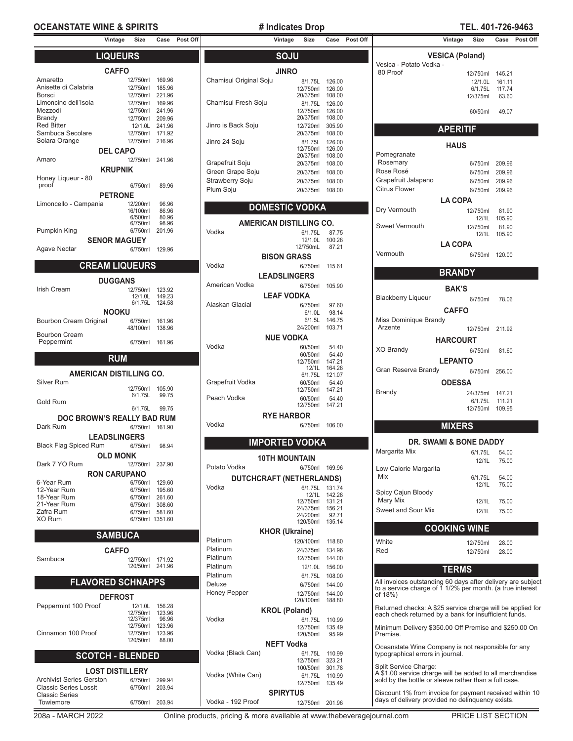# Indicates Drop

## LIQUEURS

### CAFFO

| | Vintage | Size | Case | Post Off |
|---|---|---|---|---|
| Amaretto | | 12/750ml | 169.96 | |
| Anisette di Calabria | | 12/750ml | 185.96 | |
| Borsci | | 12/750ml | 221.96 | |
| Limoncino dell'Isola | | 12/750ml | 169.96 | |
| Mezzodi | | 12/750ml | 241.96 | |
| Brandy | | 12/750ml | 209.96 | |
| Red Bitter | | 12/1.0L | 241.96 | |
| Sambuca Secolare | | 12/750ml | 171.92 | |
| Solara Orange | | 12/750ml | 216.96 | |

### DEL CAPO

| | Vintage | Size | Case | Post Off |
|---|---|---|---|---|
| Amaro | | 12/750ml | 241.96 | |

### KRUPNIK

| | Vintage | Size | Case | Post Off |
|---|---|---|---|---|
| Honey Liqueur - 80 proof | | 6/750ml | 89.96 | |

### PETRONE

| | Vintage | Size | Case | Post Off |
|---|---|---|---|---|
| Limoncello - Campania | | 12/200ml | 96.96 | |
| | | 16/100ml | 86.96 | |
| | | 6/500ml | 80.96 | |
| | | 6/750ml | 98.96 | |
| Pumpkin King | | 6/750ml | 201.96 | |

### SENOR MAGUEY

| | Vintage | Size | Case | Post Off |
|---|---|---|---|---|
| Agave Nectar | | 6/750ml | 129.96 | |

## CREAM LIQUEURS

### DUGGANS

| | Vintage | Size | Case | Post Off |
|---|---|---|---|---|
| Irish Cream | | 12/750ml | 123.92 | |
| | | 12/1.0L | 149.23 | |
| | | 6/1.75L | 124.58 | |

### NOOKU

| | Vintage | Size | Case | Post Off |
|---|---|---|---|---|
| Bourbon Cream Original | | 6/750ml | 161.96 | |
| | | 48/100ml | 138.96 | |
| Bourbon Cream Peppermint | | 6/750ml | 161.96 | |

## RUM

### AMERICAN DISTILLING CO.

| | Vintage | Size | Case | Post Off |
|---|---|---|---|---|
| Silver Rum | | 12/750ml | 105.90 | |
| | | 6/1.75L | 99.75 | |
| Gold Rum | | 6/1.75L | 99.75 | |

### DOC BROWN'S REALLY BAD RUM

| | Vintage | Size | Case | Post Off |
|---|---|---|---|---|
| Dark Rum | | 6/750ml | 161.90 | |

### LEADSLINGERS

| | Vintage | Size | Case | Post Off |
|---|---|---|---|---|
| Black Flag Spiced Rum | | 6/750ml | 98.94 | |

### OLD MONK

| | Vintage | Size | Case | Post Off |
|---|---|---|---|---|
| Dark 7 YO Rum | | 12/750ml | 237.90 | |

### RON CARUPANO

| | Vintage | Size | Case | Post Off |
|---|---|---|---|---|
| 6-Year Rum | | 6/750ml | 129.60 | |
| 12-Year Rum | | 6/750ml | 195.60 | |
| 18-Year Rum | | 6/750ml | 261.60 | |
| 21-Year Rum | | 6/750ml | 308.60 | |
| Zafra Rum | | 6/750ml | 581.60 | |
| XO Rum | | 6/750ml | 1351.60 | |

## SAMBUCA

### CAFFO

| | Vintage | Size | Case | Post Off |
|---|---|---|---|---|
| Sambuca | | 12/750ml | 171.92 | |
| | | 120/50ml | 241.96 | |

## FLAVORED SCHNAPPS

### DEFROST

| | Vintage | Size | Case | Post Off |
|---|---|---|---|---|
| Peppermint 100 Proof | | 12/1.0L | 156.28 | |
| | | 12/750ml | 123.96 | |
| | | 12/375ml | 96.96 | |
| | | 12/750ml | 123.96 | |
| Cinnamon 100 Proof | | 12/750ml | 123.96 | |
| | | 120/50ml | 88.00 | |

## SCOTCH - BLENDED

### LOST DISTILLERY

| | Vintage | Size | Case | Post Off |
|---|---|---|---|---|
| Archivist Series Gerston | | 6/750ml | 299.94 | |
| Classic Series Lossit | | 6/750ml | 203.94 | |
| Classic Series Towiemore | | 6/750ml | 203.94 | |

## SOJU

### JINRO

| | Vintage | Size | Case | Post Off |
|---|---|---|---|---|
| Chamisul Original Soju | | 8/1.75L | 126.00 | |
| | | 12/750ml | 126.00 | |
| | | 20/375ml | 108.00 | |
| Chamisul Fresh Soju | | 8/1.75L | 126.00 | |
| | | 12/750ml | 126.00 | |
| | | 20/375ml | 108.00 | |
| Jinro is Back Soju | | 12/720ml | 305.90 | |
| | | 20/375ml | 108.00 | |
| Jinro 24 Soju | | 8/1.75L | 126.00 | |
| | | 12/750ml | 126.00 | |
| | | 20/375ml | 108.00 | |
| Grapefruit Soju | | 20/375ml | 108.00 | |
| Green Grape Soju | | 20/375ml | 108.00 | |
| Strawberry Soju | | 20/375ml | 108.00 | |
| Plum Soju | | 20/375ml | 108.00 | |

## DOMESTIC VODKA

### AMERICAN DISTILLING CO.

| | Vintage | Size | Case | Post Off |
|---|---|---|---|---|
| Vodka | | 6/1.75L | 87.75 | |
| | | 12/1.0L | 100.28 | |
| | | 12/750mL | 87.21 | |

### BISON GRASS

| | Vintage | Size | Case | Post Off |
|---|---|---|---|---|
| Vodka | | 6/750ml | 115.61 | |

### LEADSLINGERS

| | Vintage | Size | Case | Post Off |
|---|---|---|---|---|
| American Vodka | | 6/750ml | 105.90 | |

### LEAF VODKA

| | Vintage | Size | Case | Post Off |
|---|---|---|---|---|
| Alaskan Glacial | | 6/750ml | 97.60 | |
| | | 6/1.0L | 98.14 | |
| | | 6/1.5L | 146.75 | |
| | | 24/200ml | 103.71 | |

### NUE VODKA

| | Vintage | Size | Case | Post Off |
|---|---|---|---|---|
| Vodka | | 60/50ml | 54.40 | |
| | | 60/50ml | 54.40 | |
| | | 12/750ml | 147.21 | |
| | | 12/1L | 164.28 | |
| | | 6/1.75L | 121.07 | |
| Grapefruit Vodka | | 60/50ml | 54.40 | |
| | | 12/750ml | 147.21 | |
| Peach Vodka | | 60/50ml | 54.40 | |
| | | 12/750ml | 147.21 | |

### RYE HARBOR

| | Vintage | Size | Case | Post Off |
|---|---|---|---|---|
| Vodka | | 6/750ml | 106.00 | |

## IMPORTED VODKA

### 10TH MOUNTAIN

| | Vintage | Size | Case | Post Off |
|---|---|---|---|---|
| Potato Vodka | | 6/750ml | 169.96 | |

### DUTCHCRAFT (NETHERLANDS)

| | Vintage | Size | Case | Post Off |
|---|---|---|---|---|
| Vodka | | 6/1.75L | 131.74 | |
| | | 12/1L | 142.28 | |
| | | 12/750ml | 131.21 | |
| | | 24/375ml | 156.21 | |
| | | 24/200ml | 92.71 | |
| | | 120/50ml | 135.14 | |

### KHOR (Ukraine)

| | Vintage | Size | Case | Post Off |
|---|---|---|---|---|
| Platinum | | 120/100ml | 118.80 | |
| Platinum | | 24/375ml | 134.96 | |
| Platinum | | 12/750ml | 144.00 | |
| Platinum | | 12/1.0L | 156.00 | |
| Platinum | | 6/1.75L | 108.00 | |
| Deluxe | | 6/750ml | 144.00 | |
| Honey Pepper | | 12/750ml | 144.00 | |
| | | 120/100ml | 188.80 | |

### KROL (Poland)

| | Vintage | Size | Case | Post Off |
|---|---|---|---|---|
| Vodka | | 6/1.75L | 110.99 | |
| | | 12/750ml | 135.49 | |
| | | 120/50ml | 95.99 | |

### NEFT Vodka

| | Vintage | Size | Case | Post Off |
|---|---|---|---|---|
| Vodka (Black Can) | | 6/1.75L | 110.99 | |
| | | 12/750ml | 323.21 | |
| | | 100/50ml | 301.78 | |
| Vodka (White Can) | | 6/1.75L | 110.99 | |
| | | 12/750ml | 135.49 | |

### SPIRYTUS

| | Vintage | Size | Case | Post Off |
|---|---|---|---|---|
| Vodka - 192 Proof | | 12/750ml | 201.96 | |

### VESICA (Poland)

| | Vintage | Size | Case | Post Off |
|---|---|---|---|---|
| Vesica - Potato Vodka - 80 Proof | | 12/750ml | 145.21 | |
| | | 12/1.0L | 161.11 | |
| | | 6/1.75L | 117.74 | |
| | | 12/375ml | 63.60 | |
| | | 60/50ml | 49.07 | |

## APERITIF

### HAUS

| | Vintage | Size | Case | Post Off |
|---|---|---|---|---|
| Pomegranate Rosemary | | 6/750ml | 209.96 | |
| Rose Rosé | | 6/750ml | 209.96 | |
| Grapefruit Jalapeno | | 6/750ml | 209.96 | |
| Citrus Flower | | 6/750ml | 209.96 | |

### LA COPA

| | Vintage | Size | Case | Post Off |
|---|---|---|---|---|
| Dry Vermouth | | 12/750ml | 81.90 | |
| | | 12/1L | 105.90 | |
| Sweet Vermouth | | 12/750ml | 81.90 | |
| | | 12/1L | 105.90 | |

### LA COPA

| | Vintage | Size | Case | Post Off |
|---|---|---|---|---|
| Vermouth | | 6/750ml | 120.00 | |

## BRANDY

### BAK'S

| | Vintage | Size | Case | Post Off |
|---|---|---|---|---|
| Blackberry Liqueur | | 6/750ml | 78.06 | |

### CAFFO

| | Vintage | Size | Case | Post Off |
|---|---|---|---|---|
| Miss Dominique Brandy Arzente | | 12/750ml | 211.92 | |

### HARCOURT

| | Vintage | Size | Case | Post Off |
|---|---|---|---|---|
| XO Brandy | | 6/750ml | 81.60 | |

### LEPANTO

| | Vintage | Size | Case | Post Off |
|---|---|---|---|---|
| Gran Reserva Brandy | | 6/750ml | 256.00 | |

### ODESSA

| | Vintage | Size | Case | Post Off |
|---|---|---|---|---|
| Brandy | | 24/375ml | 147.21 | |
| | | 6/1.75L | 111.21 | |
| | | 12/750ml | 109.95 | |

## MIXERS

### DR. SWAMI & BONE DADDY

| | Vintage | Size | Case | Post Off |
|---|---|---|---|---|
| Margarita Mix | | 6/1.75L | 54.00 | |
| | | 12/1L | 75.00 | |
| Low Calorie Margarita Mix | | 6/1.75L | 54.00 | |
| | | 12/1L | 75.00 | |
| Spicy Cajun Bloody Mary Mix | | 12/1L | 75.00 | |
| Sweet and Sour Mix | | 12/1L | 75.00 | |

## COOKING WINE

| | Vintage | Size | Case | Post Off |
|---|---|---|---|---|
| White | | 12/750ml | 28.00 | |
| Red | | 12/750ml | 28.00 | |

## TERMS

All invoices outstanding 60 days after delivery are subject to a service charge of 1 1/2% per month. (a true interest of 18%)

Returned checks: A $25 service charge will be applied for each check returned by a bank for insufficient funds.

Minimum Delivery $350.00 Off Premise and $250.00 On Premise.

Oceanstate Wine Company is not responsible for any typographical errors in journal.

Split Service Charge:
A $1.00 service charge will be added to all merchandise sold by the bottle or sleeve rather than a full case.

Discount 1% from invoice for payment received within 10 days of delivery provided no delinquency exists.